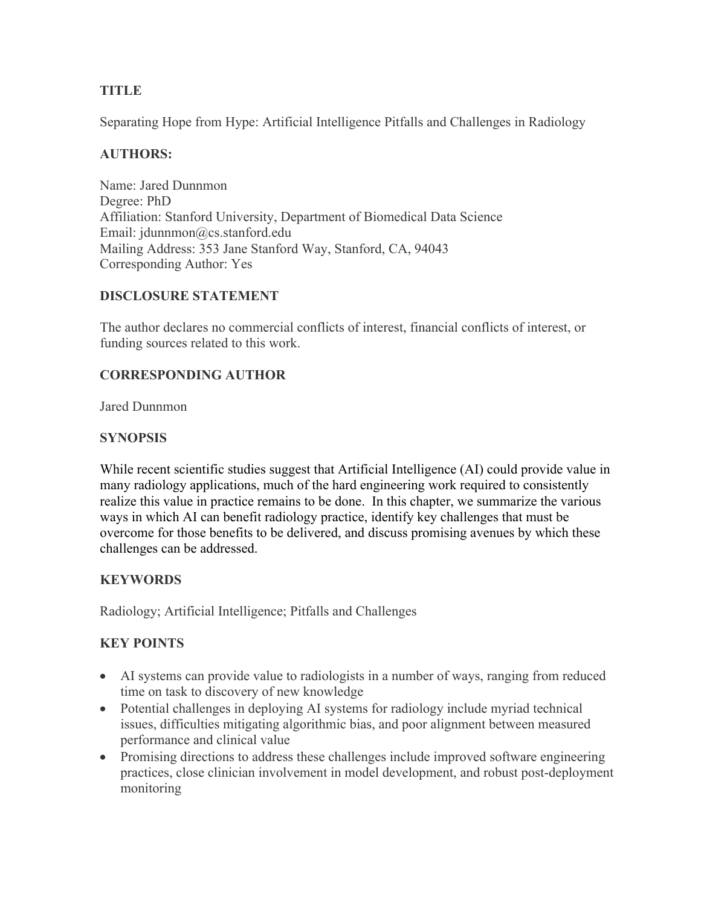## TITLE

Separating Hope from Hype: Artificial Intelligence Pitfalls and Challenges in Radiology

## AUTHORS:

Name: Jared Dunnmon
Degree: PhD
Affiliation: Stanford University, Department of Biomedical Data Science
Email: jdunnmon@cs.stanford.edu
Mailing Address: 353 Jane Stanford Way, Stanford, CA, 94043
Corresponding Author: Yes

## DISCLOSURE STATEMENT

The author declares no commercial conflicts of interest, financial conflicts of interest, or funding sources related to this work.

## CORRESPONDING AUTHOR

Jared Dunnmon

## SYNOPSIS

While recent scientific studies suggest that Artificial Intelligence (AI) could provide value in many radiology applications, much of the hard engineering work required to consistently realize this value in practice remains to be done. In this chapter, we summarize the various ways in which AI can benefit radiology practice, identify key challenges that must be overcome for those benefits to be delivered, and discuss promising avenues by which these challenges can be addressed.

## KEYWORDS

Radiology; Artificial Intelligence; Pitfalls and Challenges

## KEY POINTS

- AI systems can provide value to radiologists in a number of ways, ranging from reduced time on task to discovery of new knowledge
- Potential challenges in deploying AI systems for radiology include myriad technical issues, difficulties mitigating algorithmic bias, and poor alignment between measured performance and clinical value
- Promising directions to address these challenges include improved software engineering practices, close clinician involvement in model development, and robust post-deployment monitoring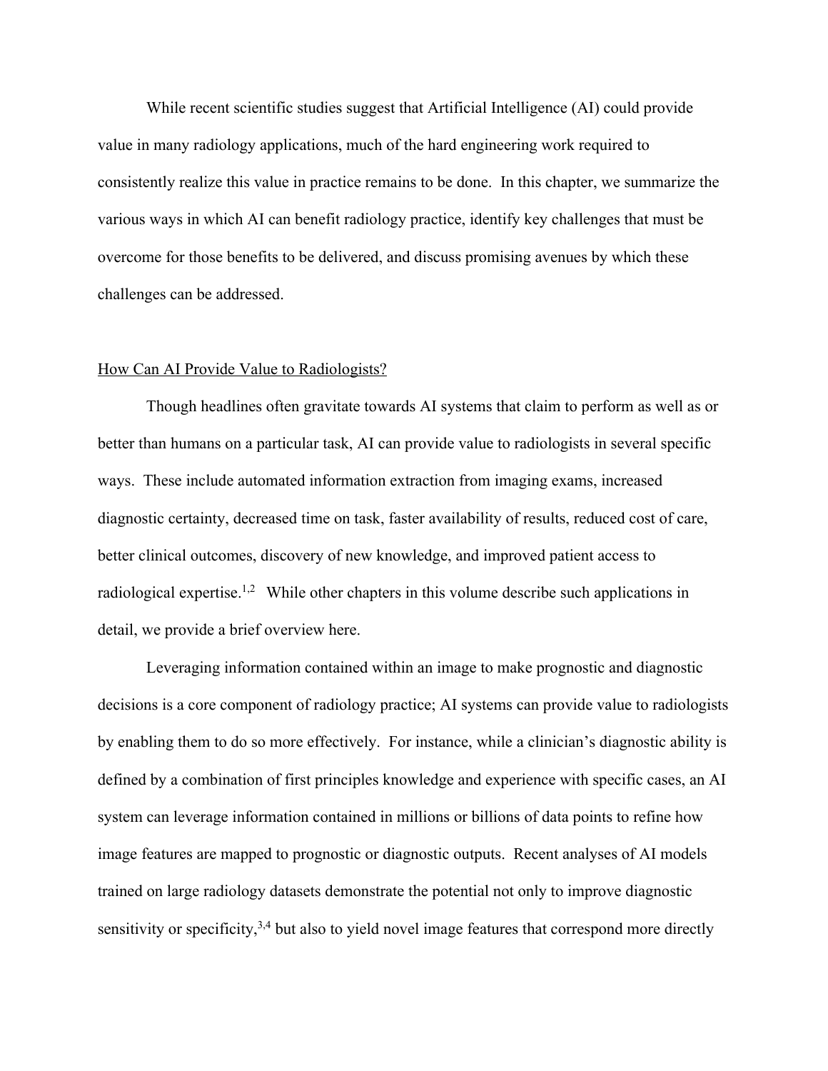While recent scientific studies suggest that Artificial Intelligence (AI) could provide value in many radiology applications, much of the hard engineering work required to consistently realize this value in practice remains to be done. In this chapter, we summarize the various ways in which AI can benefit radiology practice, identify key challenges that must be overcome for those benefits to be delivered, and discuss promising avenues by which these challenges can be addressed.

## How Can AI Provide Value to Radiologists?

Though headlines often gravitate towards AI systems that claim to perform as well as or better than humans on a particular task, AI can provide value to radiologists in several specific ways. These include automated information extraction from imaging exams, increased diagnostic certainty, decreased time on task, faster availability of results, reduced cost of care, better clinical outcomes, discovery of new knowledge, and improved patient access to radiological expertise.[1,2] While other chapters in this volume describe such applications in detail, we provide a brief overview here.

Leveraging information contained within an image to make prognostic and diagnostic decisions is a core component of radiology practice; AI systems can provide value to radiologists by enabling them to do so more effectively. For instance, while a clinician's diagnostic ability is defined by a combination of first principles knowledge and experience with specific cases, an AI system can leverage information contained in millions or billions of data points to refine how image features are mapped to prognostic or diagnostic outputs. Recent analyses of AI models trained on large radiology datasets demonstrate the potential not only to improve diagnostic sensitivity or specificity,[3,4] but also to yield novel image features that correspond more directly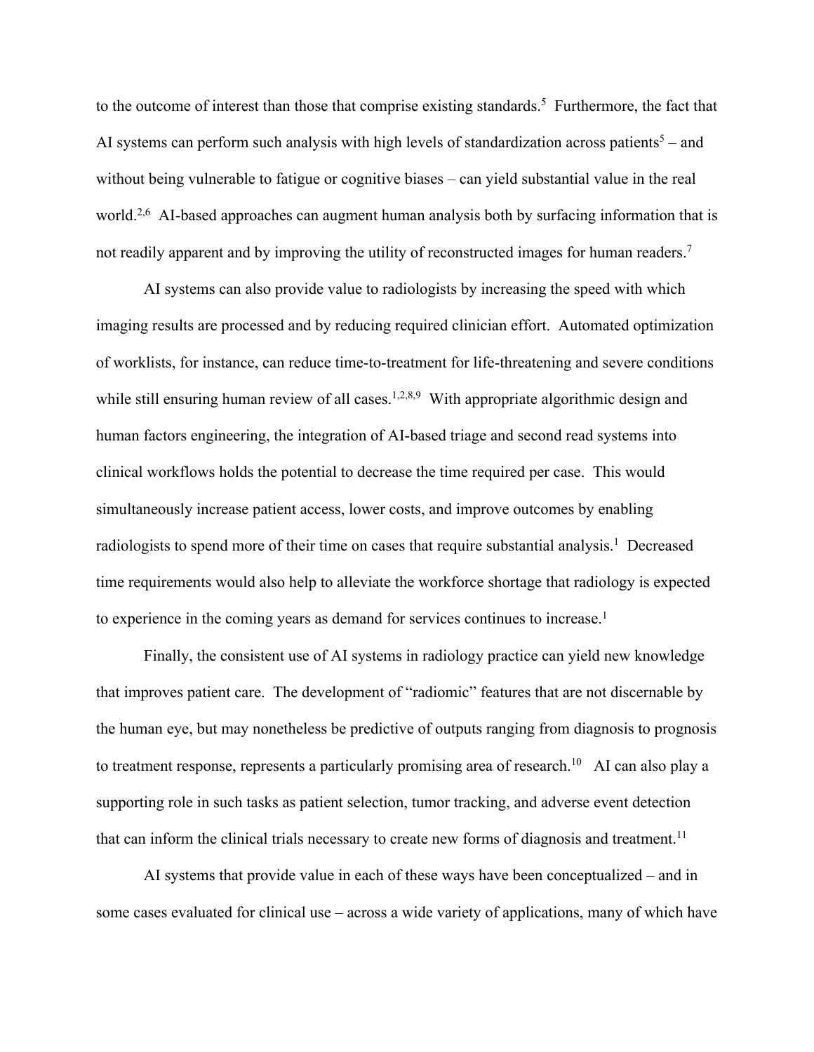to the outcome of interest than those that comprise existing standards.[5] Furthermore, the fact that AI systems can perform such analysis with high levels of standardization across patients[5] – and without being vulnerable to fatigue or cognitive biases – can yield substantial value in the real world.[2,6] AI-based approaches can augment human analysis both by surfacing information that is not readily apparent and by improving the utility of reconstructed images for human readers.[7]

AI systems can also provide value to radiologists by increasing the speed with which imaging results are processed and by reducing required clinician effort. Automated optimization of worklists, for instance, can reduce time-to-treatment for life-threatening and severe conditions while still ensuring human review of all cases.[1,2,8,9] With appropriate algorithmic design and human factors engineering, the integration of AI-based triage and second read systems into clinical workflows holds the potential to decrease the time required per case. This would simultaneously increase patient access, lower costs, and improve outcomes by enabling radiologists to spend more of their time on cases that require substantial analysis.[1] Decreased time requirements would also help to alleviate the workforce shortage that radiology is expected to experience in the coming years as demand for services continues to increase.[1]

Finally, the consistent use of AI systems in radiology practice can yield new knowledge that improves patient care. The development of "radiomic" features that are not discernable by the human eye, but may nonetheless be predictive of outputs ranging from diagnosis to prognosis to treatment response, represents a particularly promising area of research.[10] AI can also play a supporting role in such tasks as patient selection, tumor tracking, and adverse event detection that can inform the clinical trials necessary to create new forms of diagnosis and treatment.[11]

AI systems that provide value in each of these ways have been conceptualized – and in some cases evaluated for clinical use – across a wide variety of applications, many of which have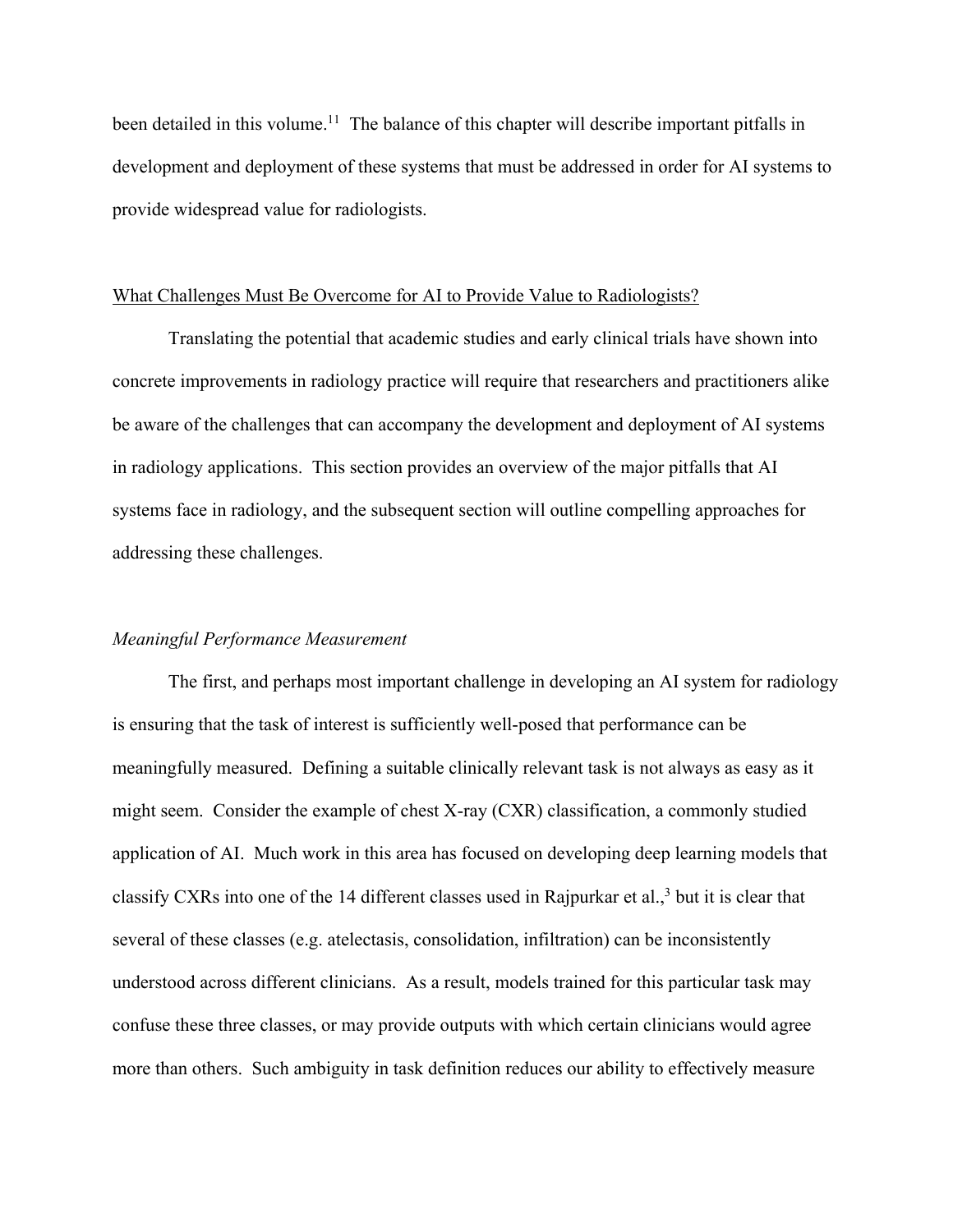been detailed in this volume.[11] The balance of this chapter will describe important pitfalls in development and deployment of these systems that must be addressed in order for AI systems to provide widespread value for radiologists.

## What Challenges Must Be Overcome for AI to Provide Value to Radiologists?

Translating the potential that academic studies and early clinical trials have shown into concrete improvements in radiology practice will require that researchers and practitioners alike be aware of the challenges that can accompany the development and deployment of AI systems in radiology applications. This section provides an overview of the major pitfalls that AI systems face in radiology, and the subsequent section will outline compelling approaches for addressing these challenges.

### *Meaningful Performance Measurement*

The first, and perhaps most important challenge in developing an AI system for radiology is ensuring that the task of interest is sufficiently well-posed that performance can be meaningfully measured. Defining a suitable clinically relevant task is not always as easy as it might seem. Consider the example of chest X-ray (CXR) classification, a commonly studied application of AI. Much work in this area has focused on developing deep learning models that classify CXRs into one of the 14 different classes used in Rajpurkar et al.,[3] but it is clear that several of these classes (e.g. atelectasis, consolidation, infiltration) can be inconsistently understood across different clinicians. As a result, models trained for this particular task may confuse these three classes, or may provide outputs with which certain clinicians would agree more than others. Such ambiguity in task definition reduces our ability to effectively measure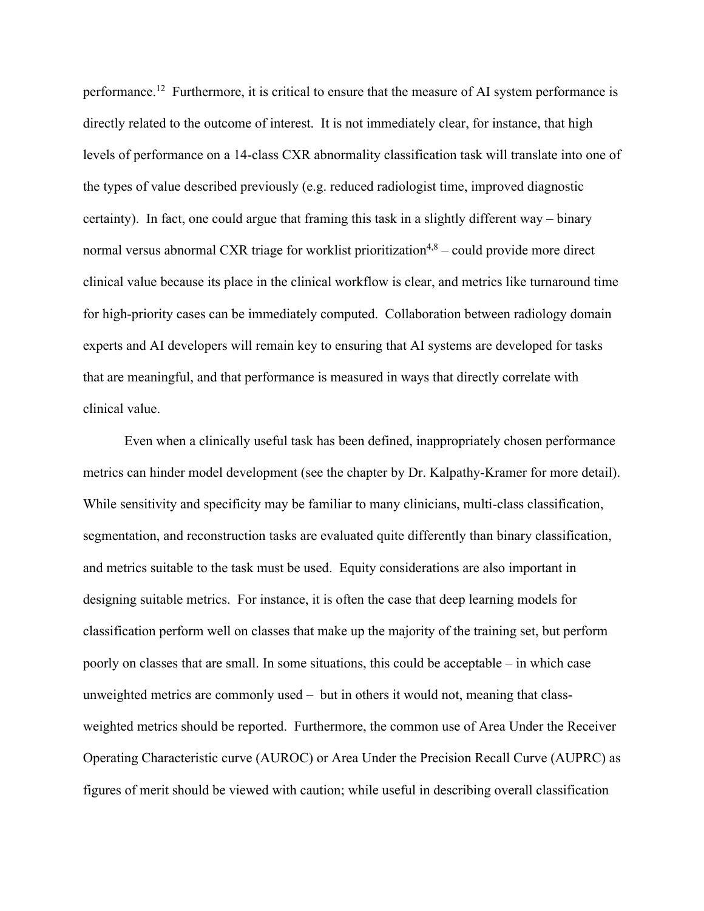performance.[12] Furthermore, it is critical to ensure that the measure of AI system performance is directly related to the outcome of interest. It is not immediately clear, for instance, that high levels of performance on a 14-class CXR abnormality classification task will translate into one of the types of value described previously (e.g. reduced radiologist time, improved diagnostic certainty). In fact, one could argue that framing this task in a slightly different way – binary normal versus abnormal CXR triage for worklist prioritization[4,8] – could provide more direct clinical value because its place in the clinical workflow is clear, and metrics like turnaround time for high-priority cases can be immediately computed. Collaboration between radiology domain experts and AI developers will remain key to ensuring that AI systems are developed for tasks that are meaningful, and that performance is measured in ways that directly correlate with clinical value.

Even when a clinically useful task has been defined, inappropriately chosen performance metrics can hinder model development (see the chapter by Dr. Kalpathy-Kramer for more detail). While sensitivity and specificity may be familiar to many clinicians, multi-class classification, segmentation, and reconstruction tasks are evaluated quite differently than binary classification, and metrics suitable to the task must be used. Equity considerations are also important in designing suitable metrics. For instance, it is often the case that deep learning models for classification perform well on classes that make up the majority of the training set, but perform poorly on classes that are small. In some situations, this could be acceptable – in which case unweighted metrics are commonly used – but in others it would not, meaning that class-weighted metrics should be reported. Furthermore, the common use of Area Under the Receiver Operating Characteristic curve (AUROC) or Area Under the Precision Recall Curve (AUPRC) as figures of merit should be viewed with caution; while useful in describing overall classification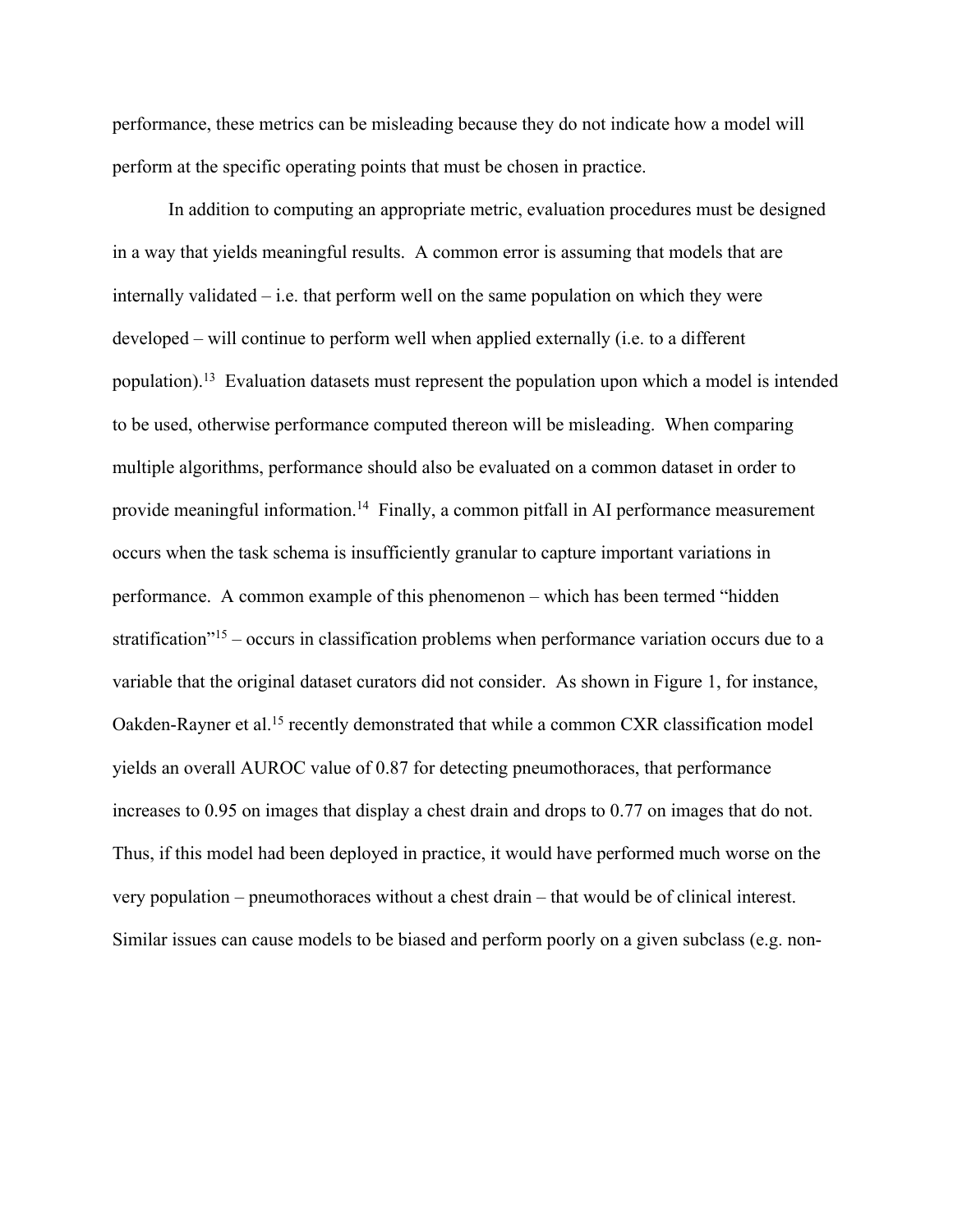performance, these metrics can be misleading because they do not indicate how a model will perform at the specific operating points that must be chosen in practice.

In addition to computing an appropriate metric, evaluation procedures must be designed in a way that yields meaningful results. A common error is assuming that models that are internally validated – i.e. that perform well on the same population on which they were developed – will continue to perform well when applied externally (i.e. to a different population).[13] Evaluation datasets must represent the population upon which a model is intended to be used, otherwise performance computed thereon will be misleading. When comparing multiple algorithms, performance should also be evaluated on a common dataset in order to provide meaningful information.[14] Finally, a common pitfall in AI performance measurement occurs when the task schema is insufficiently granular to capture important variations in performance. A common example of this phenomenon – which has been termed "hidden stratification"[15] – occurs in classification problems when performance variation occurs due to a variable that the original dataset curators did not consider. As shown in Figure 1, for instance, Oakden-Rayner et al.[15] recently demonstrated that while a common CXR classification model yields an overall AUROC value of 0.87 for detecting pneumothoraces, that performance increases to 0.95 on images that display a chest drain and drops to 0.77 on images that do not. Thus, if this model had been deployed in practice, it would have performed much worse on the very population – pneumothoraces without a chest drain – that would be of clinical interest. Similar issues can cause models to be biased and perform poorly on a given subclass (e.g. non-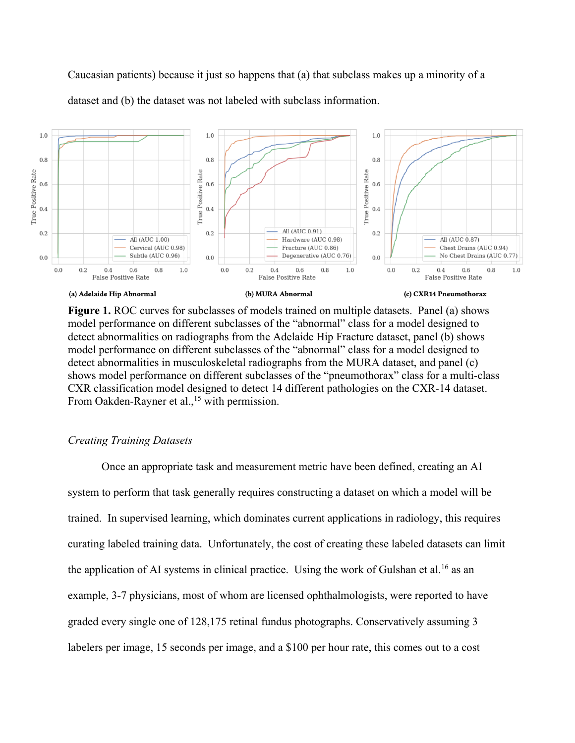Caucasian patients) because it just so happens that (a) that subclass makes up a minority of a dataset and (b) the dataset was not labeled with subclass information.

**(a) Adelaide Hip Abnormal** **(b) MURA Abnormal** **(c) CXR14 Pneumothorax**

**Figure 1.** ROC curves for subclasses of models trained on multiple datasets. Panel (a) shows model performance on different subclasses of the "abnormal" class for a model designed to detect abnormalities on radiographs from the Adelaide Hip Fracture dataset, panel (b) shows model performance on different subclasses of the "abnormal" class for a model designed to detect abnormalities in musculoskeletal radiographs from the MURA dataset, and panel (c) shows model performance on different subclasses of the "pneumothorax" class for a multi-class CXR classification model designed to detect 14 different pathologies on the CXR-14 dataset. From Oakden-Rayner et al.,[15] with permission.

*Creating Training Datasets*

Once an appropriate task and measurement metric have been defined, creating an AI system to perform that task generally requires constructing a dataset on which a model will be trained. In supervised learning, which dominates current applications in radiology, this requires curating labeled training data. Unfortunately, the cost of creating these labeled datasets can limit the application of AI systems in clinical practice. Using the work of Gulshan et al.[16] as an example, 3-7 physicians, most of whom are licensed ophthalmologists, were reported to have graded every single one of 128,175 retinal fundus photographs. Conservatively assuming 3 labelers per image, 15 seconds per image, and a $100 per hour rate, this comes out to a cost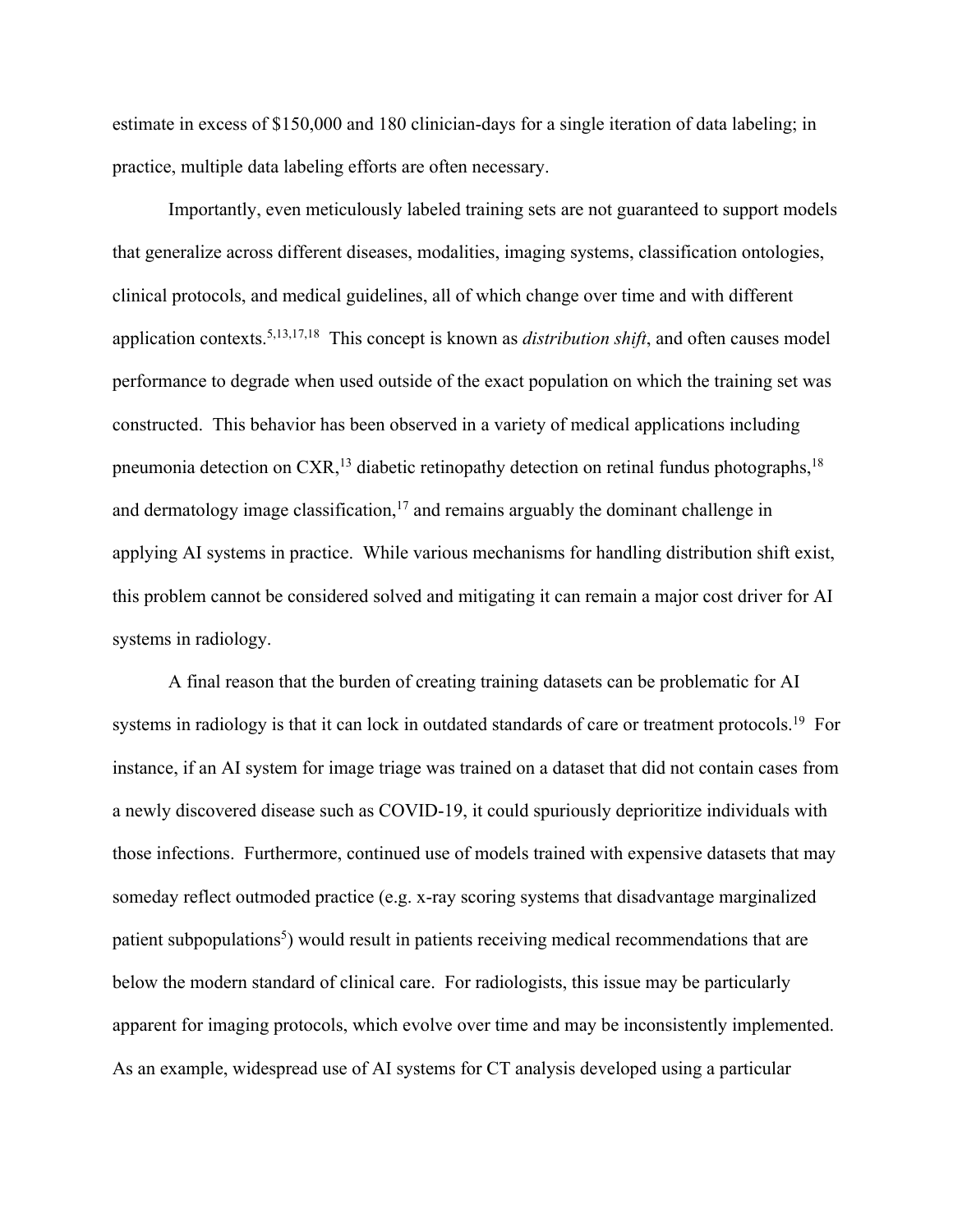estimate in excess of $150,000 and 180 clinician-days for a single iteration of data labeling; in practice, multiple data labeling efforts are often necessary.

Importantly, even meticulously labeled training sets are not guaranteed to support models that generalize across different diseases, modalities, imaging systems, classification ontologies, clinical protocols, and medical guidelines, all of which change over time and with different application contexts.[5,13,17,18] This concept is known as *distribution shift*, and often causes model performance to degrade when used outside of the exact population on which the training set was constructed. This behavior has been observed in a variety of medical applications including pneumonia detection on CXR,[13] diabetic retinopathy detection on retinal fundus photographs,[18] and dermatology image classification,[17] and remains arguably the dominant challenge in applying AI systems in practice. While various mechanisms for handling distribution shift exist, this problem cannot be considered solved and mitigating it can remain a major cost driver for AI systems in radiology.

A final reason that the burden of creating training datasets can be problematic for AI systems in radiology is that it can lock in outdated standards of care or treatment protocols.[19] For instance, if an AI system for image triage was trained on a dataset that did not contain cases from a newly discovered disease such as COVID-19, it could spuriously deprioritize individuals with those infections. Furthermore, continued use of models trained with expensive datasets that may someday reflect outmoded practice (e.g. x-ray scoring systems that disadvantage marginalized patient subpopulations[5]) would result in patients receiving medical recommendations that are below the modern standard of clinical care. For radiologists, this issue may be particularly apparent for imaging protocols, which evolve over time and may be inconsistently implemented. As an example, widespread use of AI systems for CT analysis developed using a particular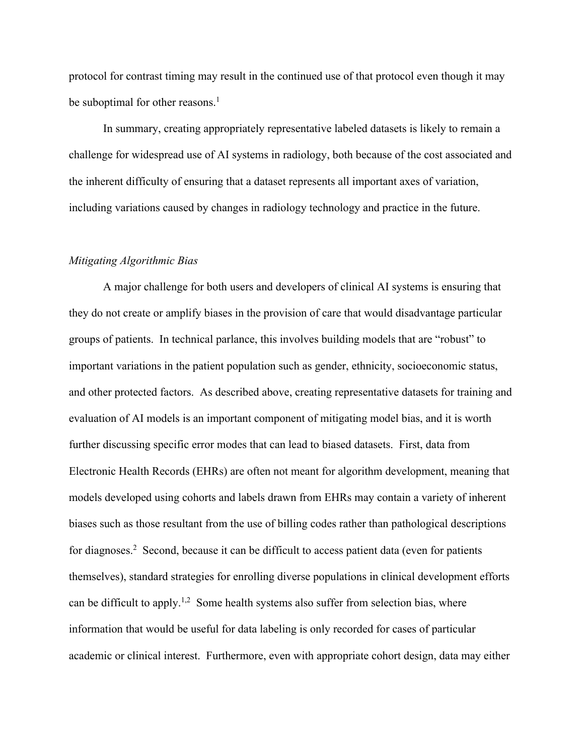protocol for contrast timing may result in the continued use of that protocol even though it may be suboptimal for other reasons.[1]

In summary, creating appropriately representative labeled datasets is likely to remain a challenge for widespread use of AI systems in radiology, both because of the cost associated and the inherent difficulty of ensuring that a dataset represents all important axes of variation, including variations caused by changes in radiology technology and practice in the future.

*Mitigating Algorithmic Bias*

A major challenge for both users and developers of clinical AI systems is ensuring that they do not create or amplify biases in the provision of care that would disadvantage particular groups of patients. In technical parlance, this involves building models that are "robust" to important variations in the patient population such as gender, ethnicity, socioeconomic status, and other protected factors. As described above, creating representative datasets for training and evaluation of AI models is an important component of mitigating model bias, and it is worth further discussing specific error modes that can lead to biased datasets. First, data from Electronic Health Records (EHRs) are often not meant for algorithm development, meaning that models developed using cohorts and labels drawn from EHRs may contain a variety of inherent biases such as those resultant from the use of billing codes rather than pathological descriptions for diagnoses.[2] Second, because it can be difficult to access patient data (even for patients themselves), standard strategies for enrolling diverse populations in clinical development efforts can be difficult to apply.[1,2] Some health systems also suffer from selection bias, where information that would be useful for data labeling is only recorded for cases of particular academic or clinical interest. Furthermore, even with appropriate cohort design, data may either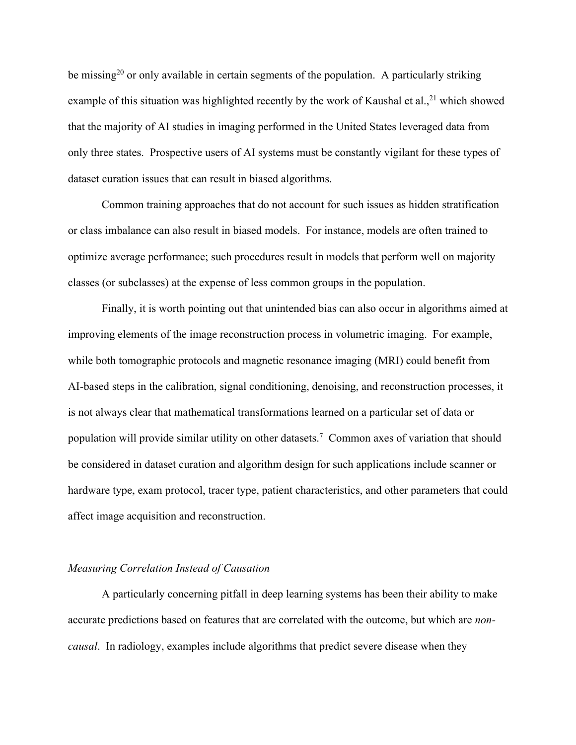be missing[20] or only available in certain segments of the population. A particularly striking example of this situation was highlighted recently by the work of Kaushal et al.,[21] which showed that the majority of AI studies in imaging performed in the United States leveraged data from only three states. Prospective users of AI systems must be constantly vigilant for these types of dataset curation issues that can result in biased algorithms.

Common training approaches that do not account for such issues as hidden stratification or class imbalance can also result in biased models. For instance, models are often trained to optimize average performance; such procedures result in models that perform well on majority classes (or subclasses) at the expense of less common groups in the population.

Finally, it is worth pointing out that unintended bias can also occur in algorithms aimed at improving elements of the image reconstruction process in volumetric imaging. For example, while both tomographic protocols and magnetic resonance imaging (MRI) could benefit from AI-based steps in the calibration, signal conditioning, denoising, and reconstruction processes, it is not always clear that mathematical transformations learned on a particular set of data or population will provide similar utility on other datasets.[7] Common axes of variation that should be considered in dataset curation and algorithm design for such applications include scanner or hardware type, exam protocol, tracer type, patient characteristics, and other parameters that could affect image acquisition and reconstruction.

*Measuring Correlation Instead of Causation*

A particularly concerning pitfall in deep learning systems has been their ability to make accurate predictions based on features that are correlated with the outcome, but which are *non-causal*. In radiology, examples include algorithms that predict severe disease when they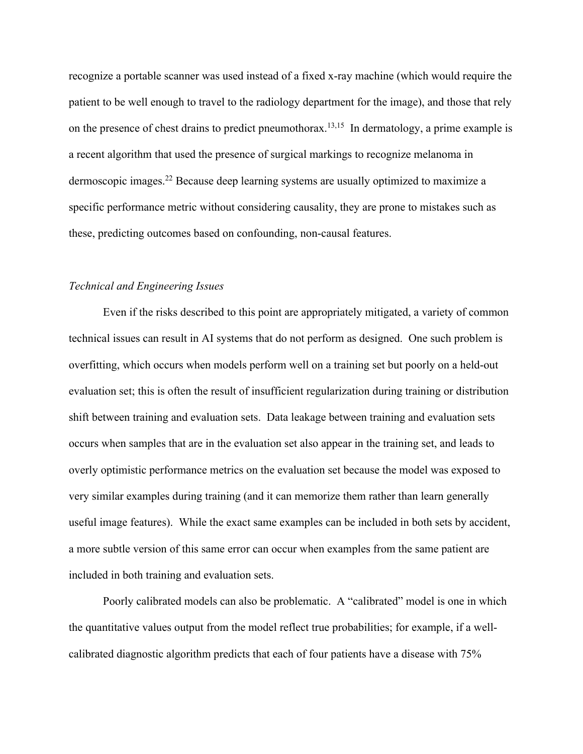recognize a portable scanner was used instead of a fixed x-ray machine (which would require the patient to be well enough to travel to the radiology department for the image), and those that rely on the presence of chest drains to predict pneumothorax.[13,15] In dermatology, a prime example is a recent algorithm that used the presence of surgical markings to recognize melanoma in dermoscopic images.[22] Because deep learning systems are usually optimized to maximize a specific performance metric without considering causality, they are prone to mistakes such as these, predicting outcomes based on confounding, non-causal features.

*Technical and Engineering Issues*

Even if the risks described to this point are appropriately mitigated, a variety of common technical issues can result in AI systems that do not perform as designed. One such problem is overfitting, which occurs when models perform well on a training set but poorly on a held-out evaluation set; this is often the result of insufficient regularization during training or distribution shift between training and evaluation sets. Data leakage between training and evaluation sets occurs when samples that are in the evaluation set also appear in the training set, and leads to overly optimistic performance metrics on the evaluation set because the model was exposed to very similar examples during training (and it can memorize them rather than learn generally useful image features). While the exact same examples can be included in both sets by accident, a more subtle version of this same error can occur when examples from the same patient are included in both training and evaluation sets.

Poorly calibrated models can also be problematic. A "calibrated" model is one in which the quantitative values output from the model reflect true probabilities; for example, if a well-calibrated diagnostic algorithm predicts that each of four patients have a disease with 75%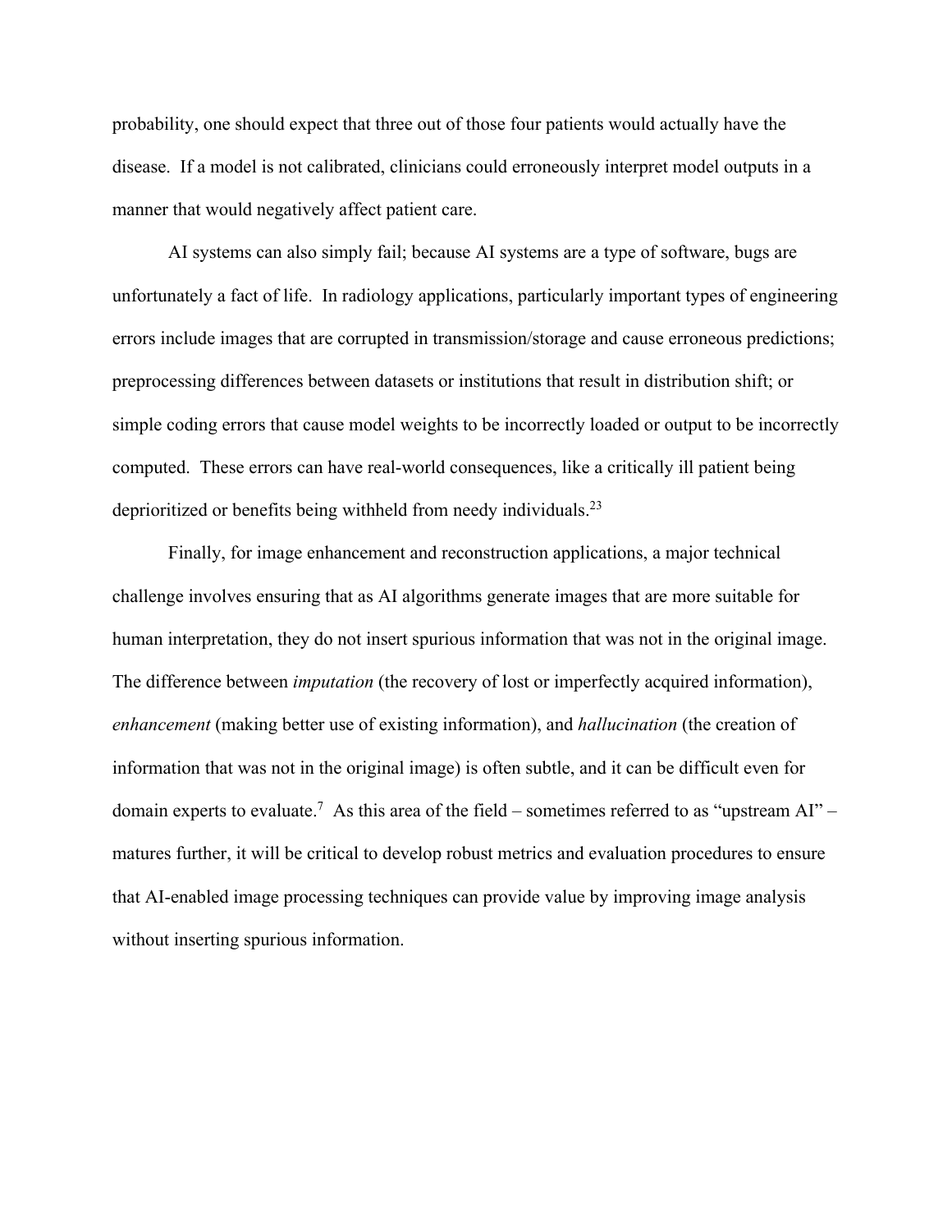probability, one should expect that three out of those four patients would actually have the disease. If a model is not calibrated, clinicians could erroneously interpret model outputs in a manner that would negatively affect patient care.

AI systems can also simply fail; because AI systems are a type of software, bugs are unfortunately a fact of life. In radiology applications, particularly important types of engineering errors include images that are corrupted in transmission/storage and cause erroneous predictions; preprocessing differences between datasets or institutions that result in distribution shift; or simple coding errors that cause model weights to be incorrectly loaded or output to be incorrectly computed. These errors can have real-world consequences, like a critically ill patient being deprioritized or benefits being withheld from needy individuals.[23]

Finally, for image enhancement and reconstruction applications, a major technical challenge involves ensuring that as AI algorithms generate images that are more suitable for human interpretation, they do not insert spurious information that was not in the original image. The difference between *imputation* (the recovery of lost or imperfectly acquired information), *enhancement* (making better use of existing information), and *hallucination* (the creation of information that was not in the original image) is often subtle, and it can be difficult even for domain experts to evaluate.[7] As this area of the field – sometimes referred to as "upstream AI" – matures further, it will be critical to develop robust metrics and evaluation procedures to ensure that AI-enabled image processing techniques can provide value by improving image analysis without inserting spurious information.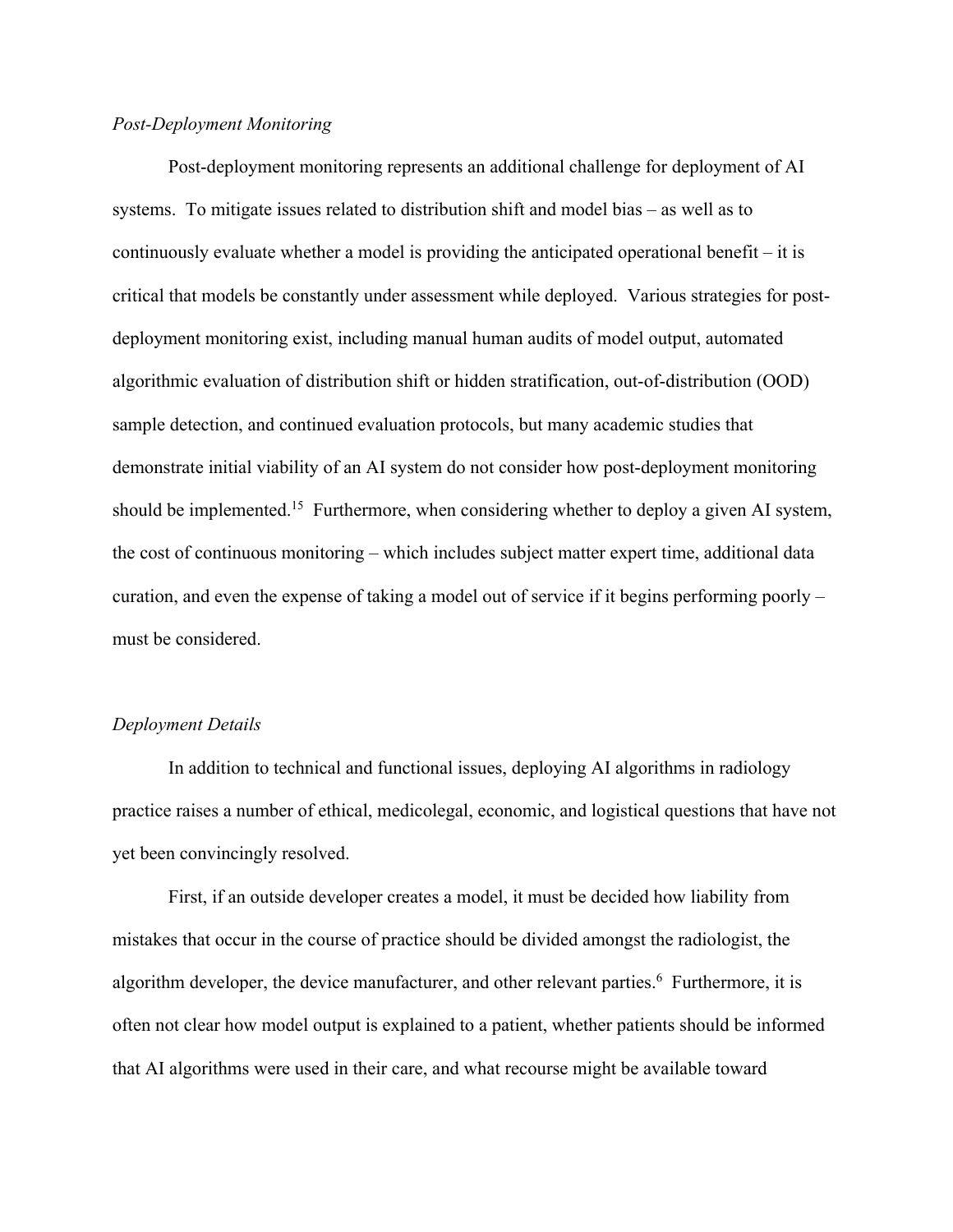*Post-Deployment Monitoring*

Post-deployment monitoring represents an additional challenge for deployment of AI systems. To mitigate issues related to distribution shift and model bias – as well as to continuously evaluate whether a model is providing the anticipated operational benefit – it is critical that models be constantly under assessment while deployed. Various strategies for post-deployment monitoring exist, including manual human audits of model output, automated algorithmic evaluation of distribution shift or hidden stratification, out-of-distribution (OOD) sample detection, and continued evaluation protocols, but many academic studies that demonstrate initial viability of an AI system do not consider how post-deployment monitoring should be implemented.[15] Furthermore, when considering whether to deploy a given AI system, the cost of continuous monitoring – which includes subject matter expert time, additional data curation, and even the expense of taking a model out of service if it begins performing poorly – must be considered.

*Deployment Details*

In addition to technical and functional issues, deploying AI algorithms in radiology practice raises a number of ethical, medicolegal, economic, and logistical questions that have not yet been convincingly resolved.

First, if an outside developer creates a model, it must be decided how liability from mistakes that occur in the course of practice should be divided amongst the radiologist, the algorithm developer, the device manufacturer, and other relevant parties.[6] Furthermore, it is often not clear how model output is explained to a patient, whether patients should be informed that AI algorithms were used in their care, and what recourse might be available toward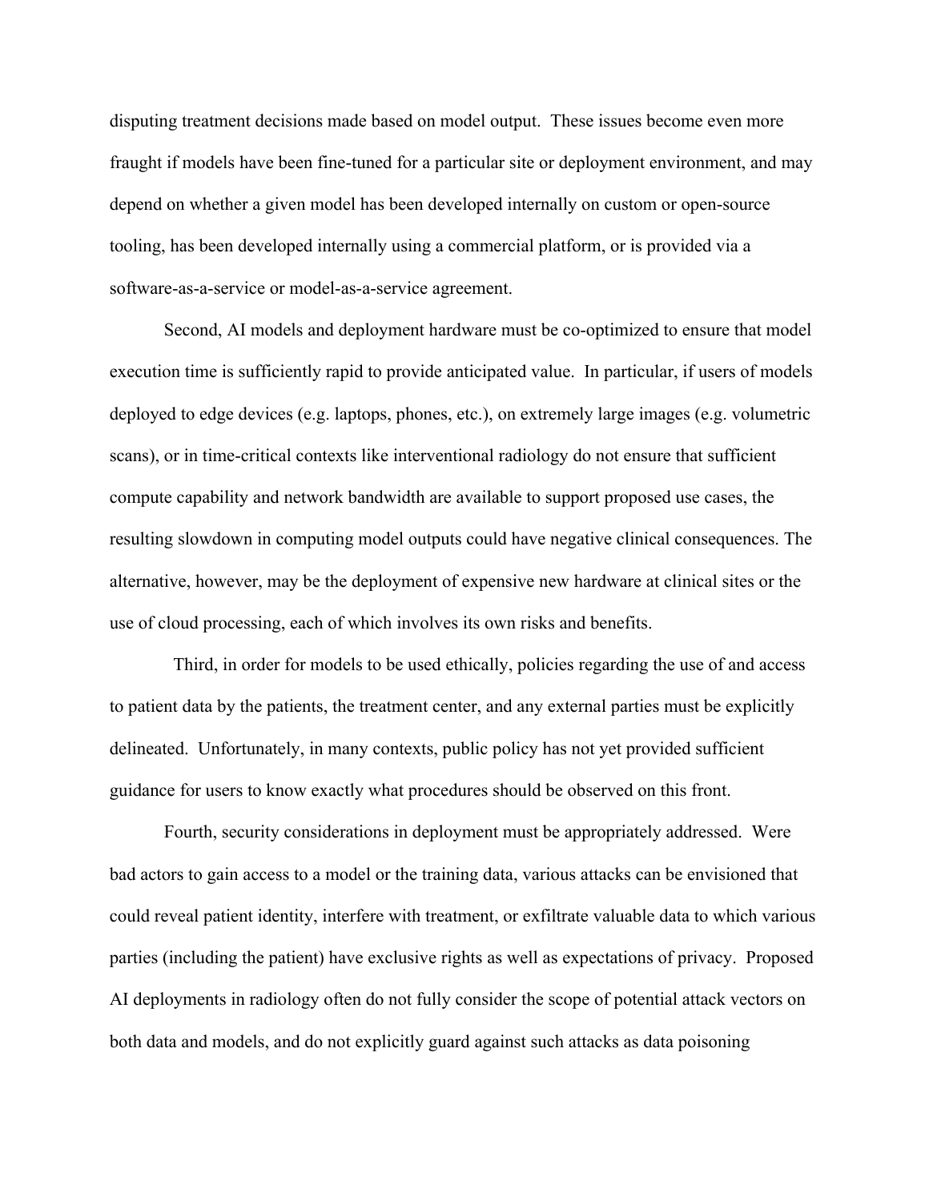disputing treatment decisions made based on model output. These issues become even more fraught if models have been fine-tuned for a particular site or deployment environment, and may depend on whether a given model has been developed internally on custom or open-source tooling, has been developed internally using a commercial platform, or is provided via a software-as-a-service or model-as-a-service agreement.

Second, AI models and deployment hardware must be co-optimized to ensure that model execution time is sufficiently rapid to provide anticipated value. In particular, if users of models deployed to edge devices (e.g. laptops, phones, etc.), on extremely large images (e.g. volumetric scans), or in time-critical contexts like interventional radiology do not ensure that sufficient compute capability and network bandwidth are available to support proposed use cases, the resulting slowdown in computing model outputs could have negative clinical consequences. The alternative, however, may be the deployment of expensive new hardware at clinical sites or the use of cloud processing, each of which involves its own risks and benefits.

Third, in order for models to be used ethically, policies regarding the use of and access to patient data by the patients, the treatment center, and any external parties must be explicitly delineated. Unfortunately, in many contexts, public policy has not yet provided sufficient guidance for users to know exactly what procedures should be observed on this front.

Fourth, security considerations in deployment must be appropriately addressed. Were bad actors to gain access to a model or the training data, various attacks can be envisioned that could reveal patient identity, interfere with treatment, or exfiltrate valuable data to which various parties (including the patient) have exclusive rights as well as expectations of privacy. Proposed AI deployments in radiology often do not fully consider the scope of potential attack vectors on both data and models, and do not explicitly guard against such attacks as data poisoning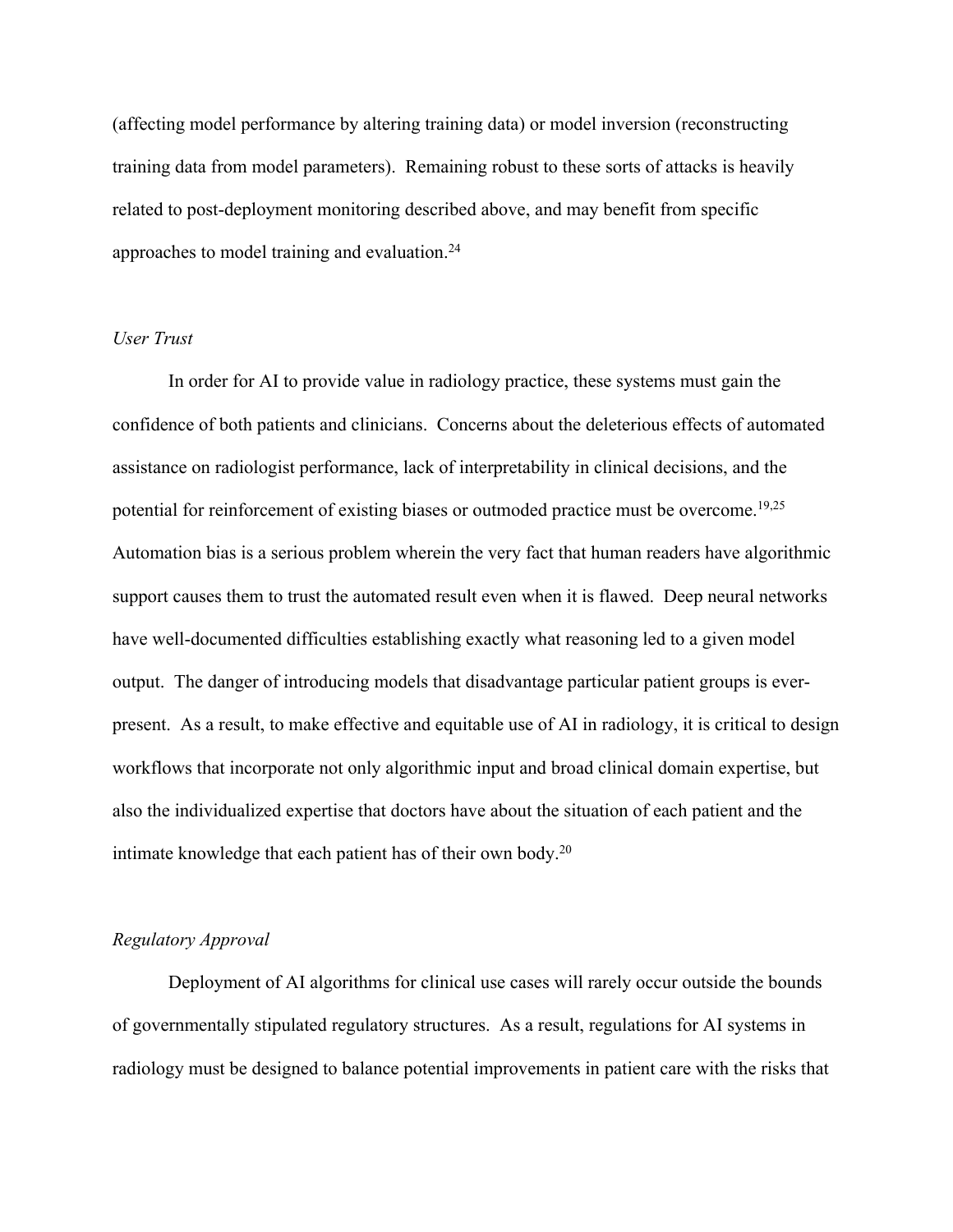(affecting model performance by altering training data) or model inversion (reconstructing training data from model parameters). Remaining robust to these sorts of attacks is heavily related to post-deployment monitoring described above, and may benefit from specific approaches to model training and evaluation.[24]

*User Trust*

In order for AI to provide value in radiology practice, these systems must gain the confidence of both patients and clinicians. Concerns about the deleterious effects of automated assistance on radiologist performance, lack of interpretability in clinical decisions, and the potential for reinforcement of existing biases or outmoded practice must be overcome.[19,25] Automation bias is a serious problem wherein the very fact that human readers have algorithmic support causes them to trust the automated result even when it is flawed. Deep neural networks have well-documented difficulties establishing exactly what reasoning led to a given model output. The danger of introducing models that disadvantage particular patient groups is ever-present. As a result, to make effective and equitable use of AI in radiology, it is critical to design workflows that incorporate not only algorithmic input and broad clinical domain expertise, but also the individualized expertise that doctors have about the situation of each patient and the intimate knowledge that each patient has of their own body.[20]

*Regulatory Approval*

Deployment of AI algorithms for clinical use cases will rarely occur outside the bounds of governmentally stipulated regulatory structures. As a result, regulations for AI systems in radiology must be designed to balance potential improvements in patient care with the risks that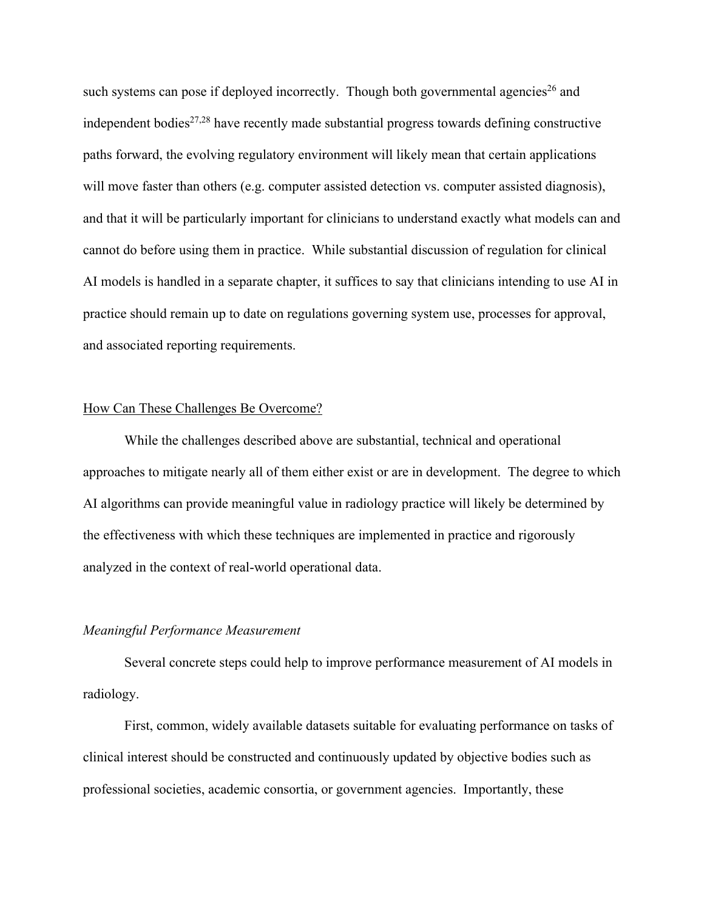such systems can pose if deployed incorrectly. Though both governmental agencies[26] and independent bodies[27,28] have recently made substantial progress towards defining constructive paths forward, the evolving regulatory environment will likely mean that certain applications will move faster than others (e.g. computer assisted detection vs. computer assisted diagnosis), and that it will be particularly important for clinicians to understand exactly what models can and cannot do before using them in practice. While substantial discussion of regulation for clinical AI models is handled in a separate chapter, it suffices to say that clinicians intending to use AI in practice should remain up to date on regulations governing system use, processes for approval, and associated reporting requirements.

## How Can These Challenges Be Overcome?

While the challenges described above are substantial, technical and operational approaches to mitigate nearly all of them either exist or are in development. The degree to which AI algorithms can provide meaningful value in radiology practice will likely be determined by the effectiveness with which these techniques are implemented in practice and rigorously analyzed in the context of real-world operational data.

### *Meaningful Performance Measurement*

Several concrete steps could help to improve performance measurement of AI models in radiology.

First, common, widely available datasets suitable for evaluating performance on tasks of clinical interest should be constructed and continuously updated by objective bodies such as professional societies, academic consortia, or government agencies. Importantly, these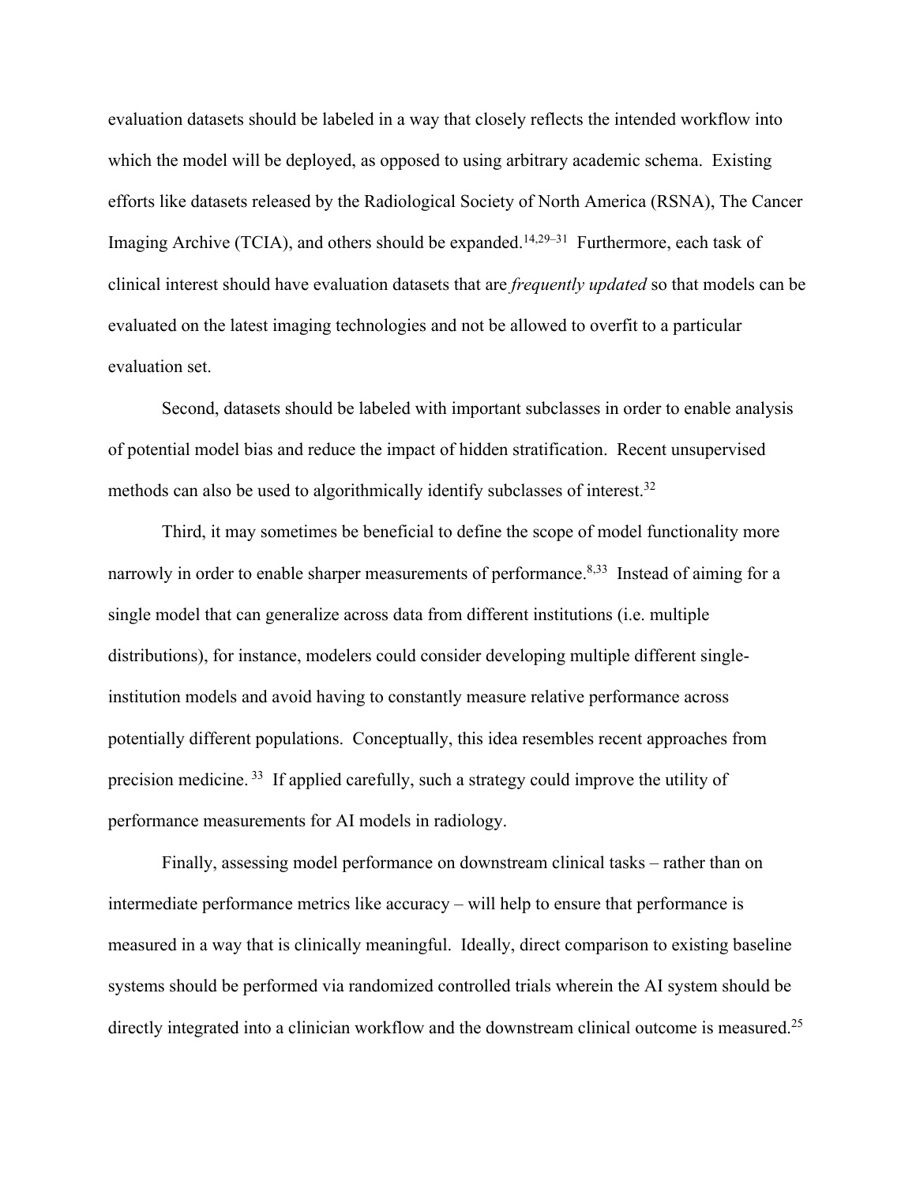evaluation datasets should be labeled in a way that closely reflects the intended workflow into which the model will be deployed, as opposed to using arbitrary academic schema. Existing efforts like datasets released by the Radiological Society of North America (RSNA), The Cancer Imaging Archive (TCIA), and others should be expanded.[14,29–31] Furthermore, each task of clinical interest should have evaluation datasets that are *frequently updated* so that models can be evaluated on the latest imaging technologies and not be allowed to overfit to a particular evaluation set.

Second, datasets should be labeled with important subclasses in order to enable analysis of potential model bias and reduce the impact of hidden stratification. Recent unsupervised methods can also be used to algorithmically identify subclasses of interest.[32]

Third, it may sometimes be beneficial to define the scope of model functionality more narrowly in order to enable sharper measurements of performance.[8,33] Instead of aiming for a single model that can generalize across data from different institutions (i.e. multiple distributions), for instance, modelers could consider developing multiple different single-institution models and avoid having to constantly measure relative performance across potentially different populations. Conceptually, this idea resembles recent approaches from precision medicine.[33] If applied carefully, such a strategy could improve the utility of performance measurements for AI models in radiology.

Finally, assessing model performance on downstream clinical tasks – rather than on intermediate performance metrics like accuracy – will help to ensure that performance is measured in a way that is clinically meaningful. Ideally, direct comparison to existing baseline systems should be performed via randomized controlled trials wherein the AI system should be directly integrated into a clinician workflow and the downstream clinical outcome is measured.[25]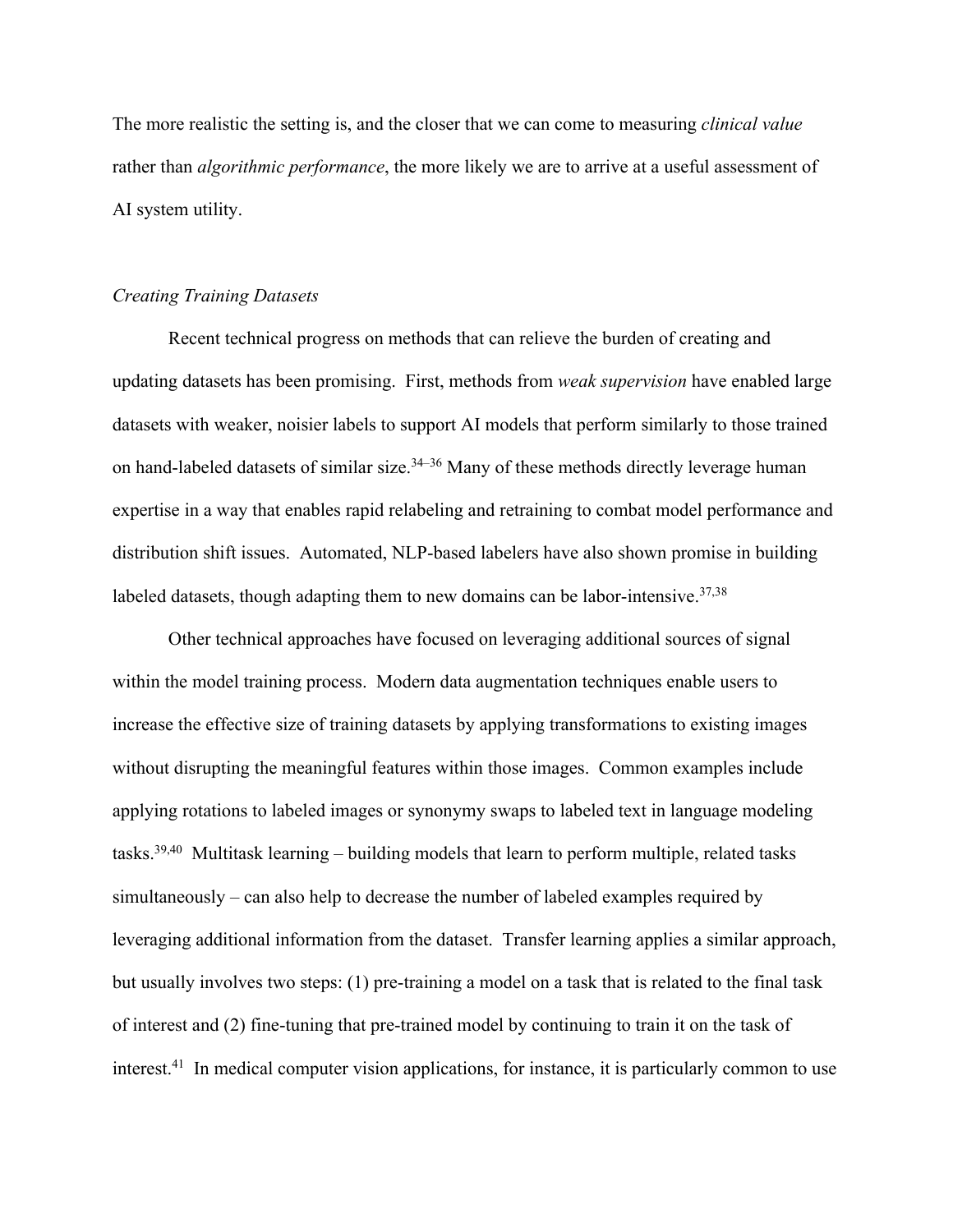The more realistic the setting is, and the closer that we can come to measuring *clinical value* rather than *algorithmic performance*, the more likely we are to arrive at a useful assessment of AI system utility.

### *Creating Training Datasets*

Recent technical progress on methods that can relieve the burden of creating and updating datasets has been promising. First, methods from *weak supervision* have enabled large datasets with weaker, noisier labels to support AI models that perform similarly to those trained on hand-labeled datasets of similar size.[34–36] Many of these methods directly leverage human expertise in a way that enables rapid relabeling and retraining to combat model performance and distribution shift issues. Automated, NLP-based labelers have also shown promise in building labeled datasets, though adapting them to new domains can be labor-intensive.[37,38]

Other technical approaches have focused on leveraging additional sources of signal within the model training process. Modern data augmentation techniques enable users to increase the effective size of training datasets by applying transformations to existing images without disrupting the meaningful features within those images. Common examples include applying rotations to labeled images or synonymy swaps to labeled text in language modeling tasks.[39,40] Multitask learning – building models that learn to perform multiple, related tasks simultaneously – can also help to decrease the number of labeled examples required by leveraging additional information from the dataset. Transfer learning applies a similar approach, but usually involves two steps: (1) pre-training a model on a task that is related to the final task of interest and (2) fine-tuning that pre-trained model by continuing to train it on the task of interest.[41] In medical computer vision applications, for instance, it is particularly common to use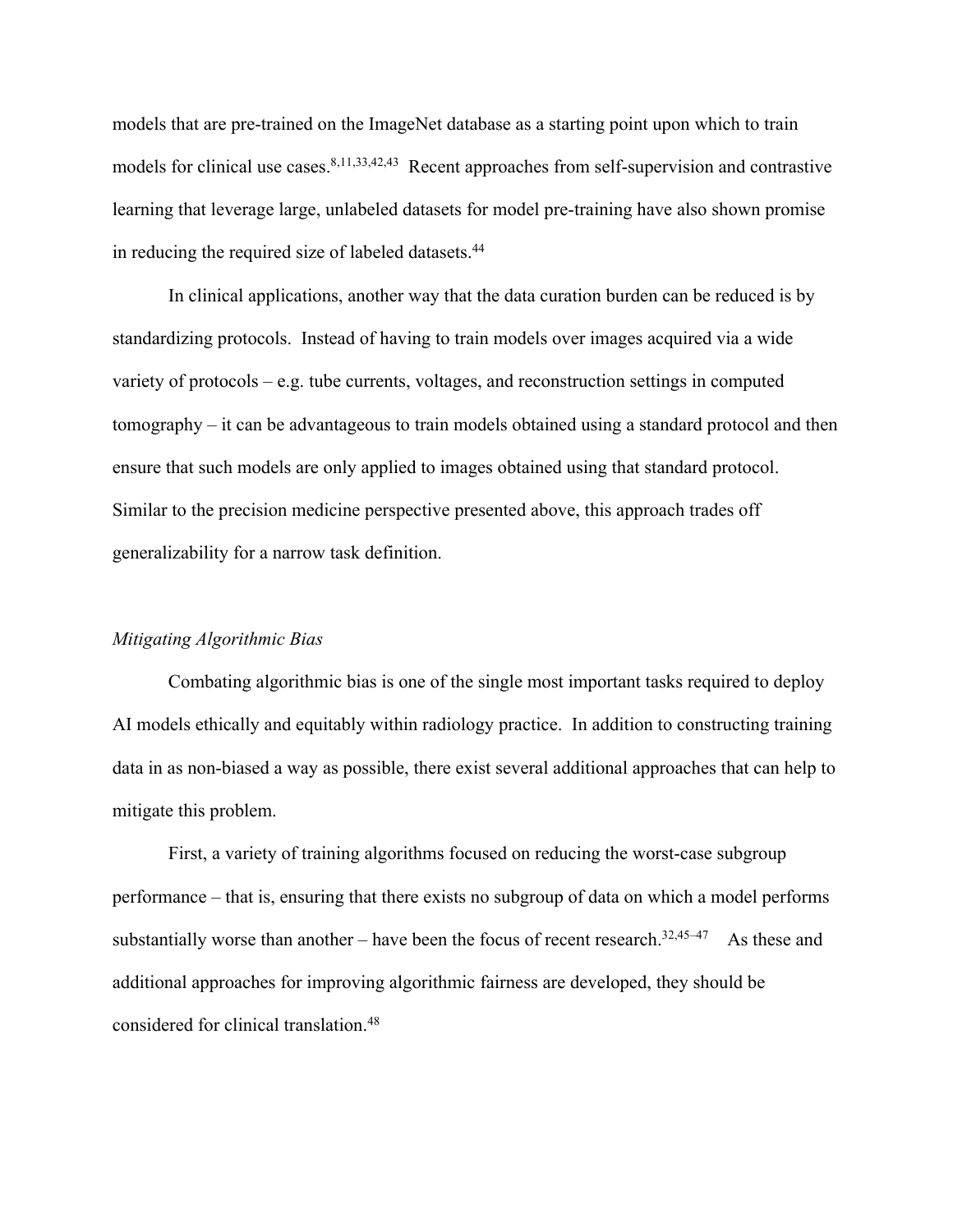models that are pre-trained on the ImageNet database as a starting point upon which to train models for clinical use cases.[8,11,33,42,43] Recent approaches from self-supervision and contrastive learning that leverage large, unlabeled datasets for model pre-training have also shown promise in reducing the required size of labeled datasets.[44]

In clinical applications, another way that the data curation burden can be reduced is by standardizing protocols. Instead of having to train models over images acquired via a wide variety of protocols – e.g. tube currents, voltages, and reconstruction settings in computed tomography – it can be advantageous to train models obtained using a standard protocol and then ensure that such models are only applied to images obtained using that standard protocol. Similar to the precision medicine perspective presented above, this approach trades off generalizability for a narrow task definition.

*Mitigating Algorithmic Bias*

Combating algorithmic bias is one of the single most important tasks required to deploy AI models ethically and equitably within radiology practice. In addition to constructing training data in as non-biased a way as possible, there exist several additional approaches that can help to mitigate this problem.

First, a variety of training algorithms focused on reducing the worst-case subgroup performance – that is, ensuring that there exists no subgroup of data on which a model performs substantially worse than another – have been the focus of recent research.[32,45–47] As these and additional approaches for improving algorithmic fairness are developed, they should be considered for clinical translation.[48]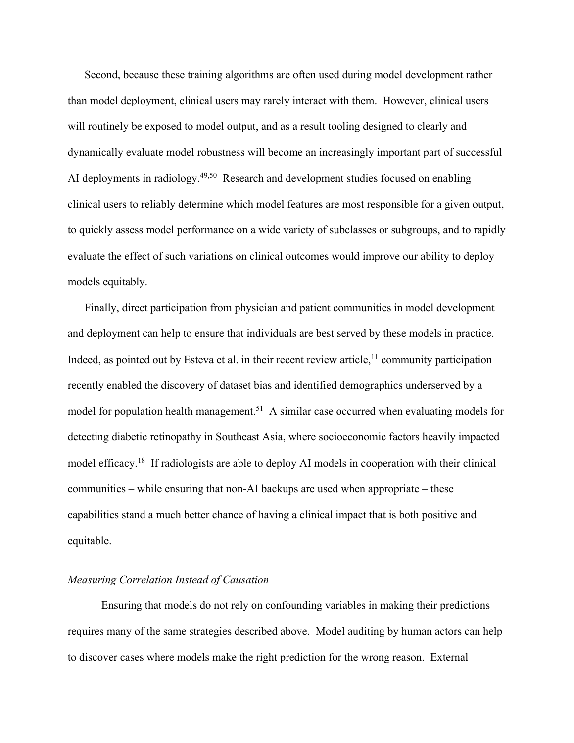Second, because these training algorithms are often used during model development rather than model deployment, clinical users may rarely interact with them. However, clinical users will routinely be exposed to model output, and as a result tooling designed to clearly and dynamically evaluate model robustness will become an increasingly important part of successful AI deployments in radiology.[49,50] Research and development studies focused on enabling clinical users to reliably determine which model features are most responsible for a given output, to quickly assess model performance on a wide variety of subclasses or subgroups, and to rapidly evaluate the effect of such variations on clinical outcomes would improve our ability to deploy models equitably.

Finally, direct participation from physician and patient communities in model development and deployment can help to ensure that individuals are best served by these models in practice. Indeed, as pointed out by Esteva et al. in their recent review article,[11] community participation recently enabled the discovery of dataset bias and identified demographics underserved by a model for population health management.[51] A similar case occurred when evaluating models for detecting diabetic retinopathy in Southeast Asia, where socioeconomic factors heavily impacted model efficacy.[18] If radiologists are able to deploy AI models in cooperation with their clinical communities – while ensuring that non-AI backups are used when appropriate – these capabilities stand a much better chance of having a clinical impact that is both positive and equitable.

### *Measuring Correlation Instead of Causation*

Ensuring that models do not rely on confounding variables in making their predictions requires many of the same strategies described above. Model auditing by human actors can help to discover cases where models make the right prediction for the wrong reason. External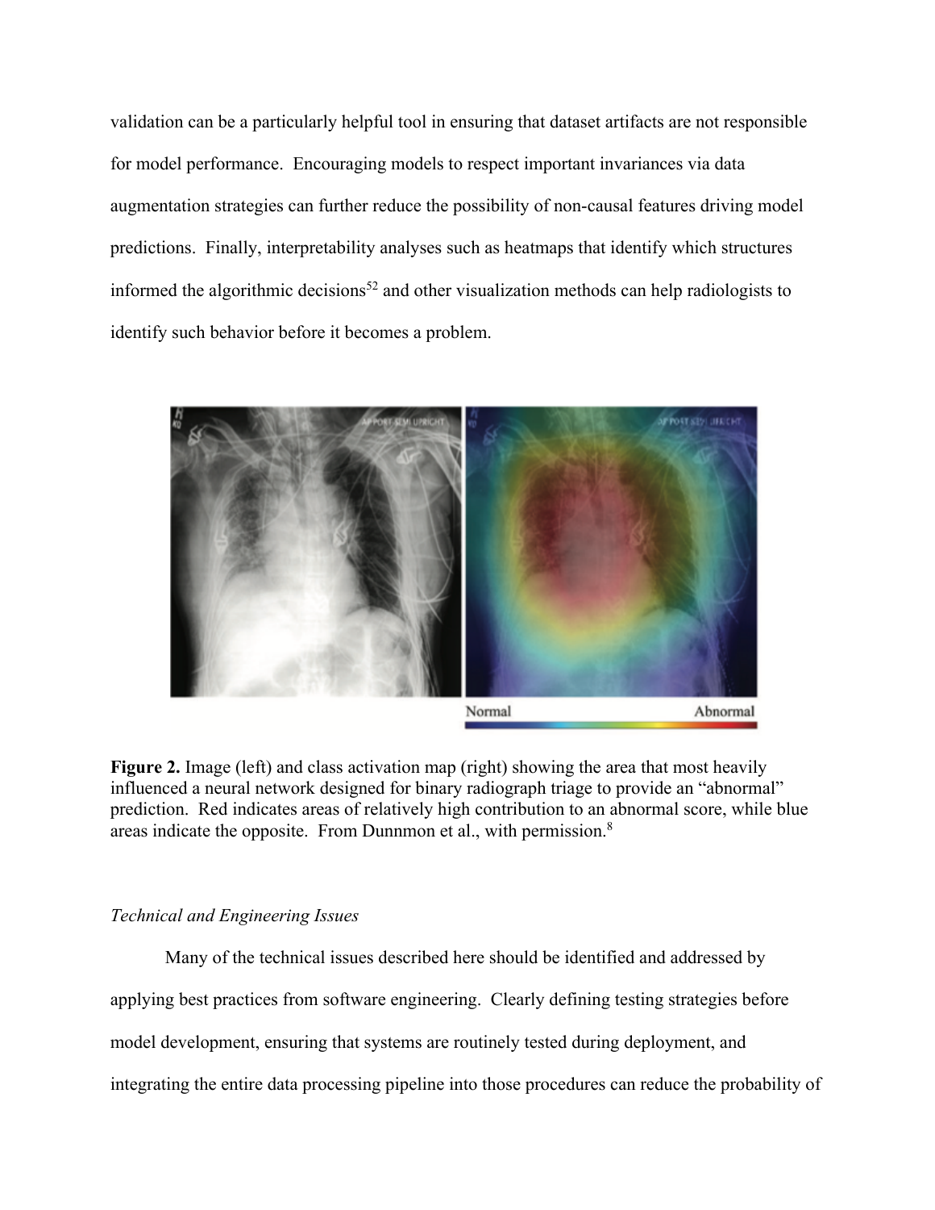validation can be a particularly helpful tool in ensuring that dataset artifacts are not responsible for model performance. Encouraging models to respect important invariances via data augmentation strategies can further reduce the possibility of non-causal features driving model predictions. Finally, interpretability analyses such as heatmaps that identify which structures informed the algorithmic decisions[52] and other visualization methods can help radiologists to identify such behavior before it becomes a problem.

**Figure 2.** Image (left) and class activation map (right) showing the area that most heavily influenced a neural network designed for binary radiograph triage to provide an "abnormal" prediction. Red indicates areas of relatively high contribution to an abnormal score, while blue areas indicate the opposite. From Dunnmon et al., with permission.[8]

*Technical and Engineering Issues*

Many of the technical issues described here should be identified and addressed by applying best practices from software engineering. Clearly defining testing strategies before model development, ensuring that systems are routinely tested during deployment, and integrating the entire data processing pipeline into those procedures can reduce the probability of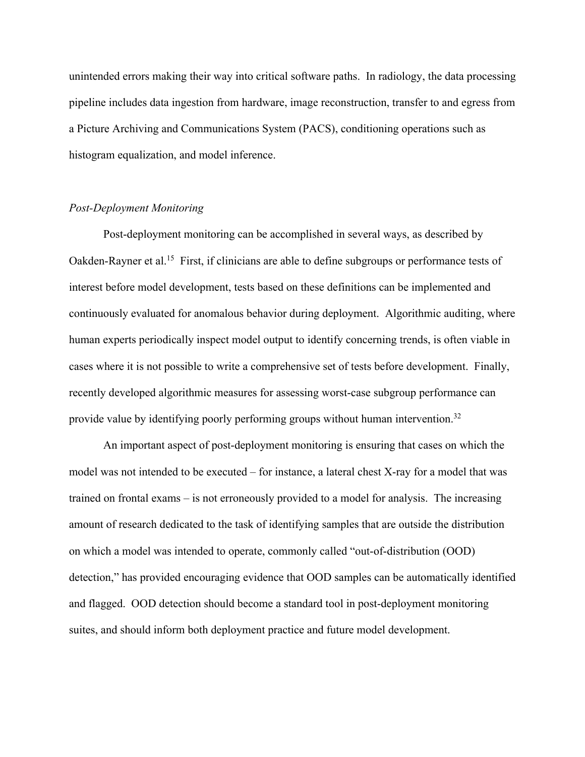unintended errors making their way into critical software paths. In radiology, the data processing pipeline includes data ingestion from hardware, image reconstruction, transfer to and egress from a Picture Archiving and Communications System (PACS), conditioning operations such as histogram equalization, and model inference.

### *Post-Deployment Monitoring*

Post-deployment monitoring can be accomplished in several ways, as described by Oakden-Rayner et al.[15] First, if clinicians are able to define subgroups or performance tests of interest before model development, tests based on these definitions can be implemented and continuously evaluated for anomalous behavior during deployment. Algorithmic auditing, where human experts periodically inspect model output to identify concerning trends, is often viable in cases where it is not possible to write a comprehensive set of tests before development. Finally, recently developed algorithmic measures for assessing worst-case subgroup performance can provide value by identifying poorly performing groups without human intervention.[32]

An important aspect of post-deployment monitoring is ensuring that cases on which the model was not intended to be executed – for instance, a lateral chest X-ray for a model that was trained on frontal exams – is not erroneously provided to a model for analysis. The increasing amount of research dedicated to the task of identifying samples that are outside the distribution on which a model was intended to operate, commonly called "out-of-distribution (OOD) detection," has provided encouraging evidence that OOD samples can be automatically identified and flagged. OOD detection should become a standard tool in post-deployment monitoring suites, and should inform both deployment practice and future model development.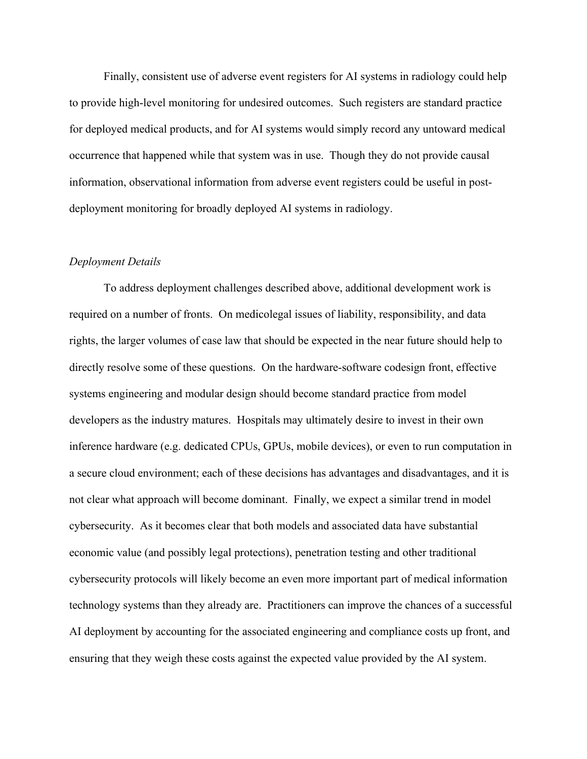Finally, consistent use of adverse event registers for AI systems in radiology could help to provide high-level monitoring for undesired outcomes. Such registers are standard practice for deployed medical products, and for AI systems would simply record any untoward medical occurrence that happened while that system was in use. Though they do not provide causal information, observational information from adverse event registers could be useful in post-deployment monitoring for broadly deployed AI systems in radiology.

*Deployment Details*

To address deployment challenges described above, additional development work is required on a number of fronts. On medicolegal issues of liability, responsibility, and data rights, the larger volumes of case law that should be expected in the near future should help to directly resolve some of these questions. On the hardware-software codesign front, effective systems engineering and modular design should become standard practice from model developers as the industry matures. Hospitals may ultimately desire to invest in their own inference hardware (e.g. dedicated CPUs, GPUs, mobile devices), or even to run computation in a secure cloud environment; each of these decisions has advantages and disadvantages, and it is not clear what approach will become dominant. Finally, we expect a similar trend in model cybersecurity. As it becomes clear that both models and associated data have substantial economic value (and possibly legal protections), penetration testing and other traditional cybersecurity protocols will likely become an even more important part of medical information technology systems than they already are. Practitioners can improve the chances of a successful AI deployment by accounting for the associated engineering and compliance costs up front, and ensuring that they weigh these costs against the expected value provided by the AI system.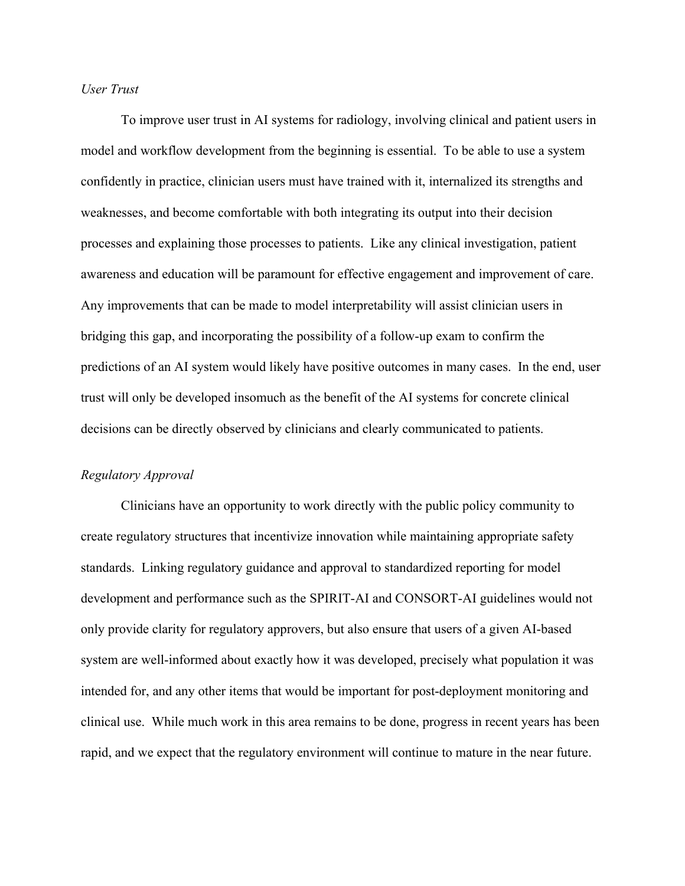*User Trust*

To improve user trust in AI systems for radiology, involving clinical and patient users in model and workflow development from the beginning is essential. To be able to use a system confidently in practice, clinician users must have trained with it, internalized its strengths and weaknesses, and become comfortable with both integrating its output into their decision processes and explaining those processes to patients. Like any clinical investigation, patient awareness and education will be paramount for effective engagement and improvement of care. Any improvements that can be made to model interpretability will assist clinician users in bridging this gap, and incorporating the possibility of a follow-up exam to confirm the predictions of an AI system would likely have positive outcomes in many cases. In the end, user trust will only be developed insomuch as the benefit of the AI systems for concrete clinical decisions can be directly observed by clinicians and clearly communicated to patients.

*Regulatory Approval*

Clinicians have an opportunity to work directly with the public policy community to create regulatory structures that incentivize innovation while maintaining appropriate safety standards. Linking regulatory guidance and approval to standardized reporting for model development and performance such as the SPIRIT-AI and CONSORT-AI guidelines would not only provide clarity for regulatory approvers, but also ensure that users of a given AI-based system are well-informed about exactly how it was developed, precisely what population it was intended for, and any other items that would be important for post-deployment monitoring and clinical use. While much work in this area remains to be done, progress in recent years has been rapid, and we expect that the regulatory environment will continue to mature in the near future.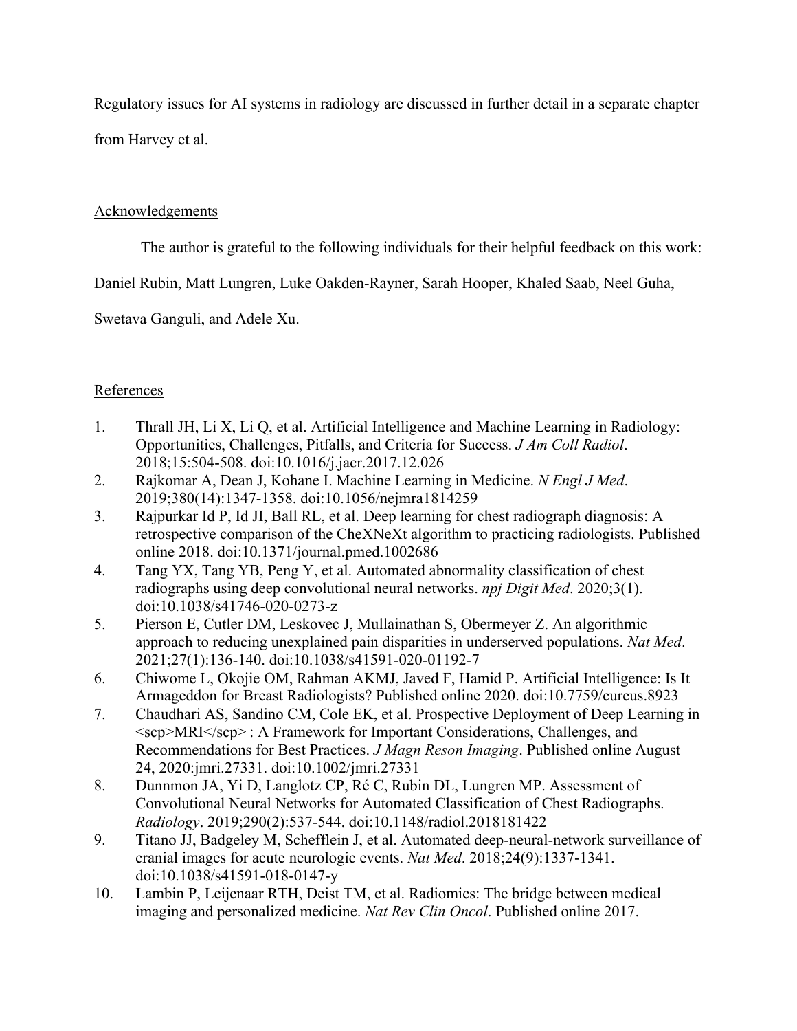Regulatory issues for AI systems in radiology are discussed in further detail in a separate chapter from Harvey et al.

## Acknowledgements

The author is grateful to the following individuals for their helpful feedback on this work: Daniel Rubin, Matt Lungren, Luke Oakden-Rayner, Sarah Hooper, Khaled Saab, Neel Guha, Swetava Ganguli, and Adele Xu.

## References

1. Thrall JH, Li X, Li Q, et al. Artificial Intelligence and Machine Learning in Radiology: Opportunities, Challenges, Pitfalls, and Criteria for Success. *J Am Coll Radiol*. 2018;15:504-508. doi:10.1016/j.jacr.2017.12.026
2. Rajkomar A, Dean J, Kohane I. Machine Learning in Medicine. *N Engl J Med*. 2019;380(14):1347-1358. doi:10.1056/nejmra1814259
3. Rajpurkar Id P, Id JI, Ball RL, et al. Deep learning for chest radiograph diagnosis: A retrospective comparison of the CheXNeXt algorithm to practicing radiologists. Published online 2018. doi:10.1371/journal.pmed.1002686
4. Tang YX, Tang YB, Peng Y, et al. Automated abnormality classification of chest radiographs using deep convolutional neural networks. *npj Digit Med*. 2020;3(1). doi:10.1038/s41746-020-0273-z
5. Pierson E, Cutler DM, Leskovec J, Mullainathan S, Obermeyer Z. An algorithmic approach to reducing unexplained pain disparities in underserved populations. *Nat Med*. 2021;27(1):136-140. doi:10.1038/s41591-020-01192-7
6. Chiwome L, Okojie OM, Rahman AKMJ, Javed F, Hamid P. Artificial Intelligence: Is It Armageddon for Breast Radiologists? Published online 2020. doi:10.7759/cureus.8923
7. Chaudhari AS, Sandino CM, Cole EK, et al. Prospective Deployment of Deep Learning in <scp>MRI</scp> : A Framework for Important Considerations, Challenges, and Recommendations for Best Practices. *J Magn Reson Imaging*. Published online August 24, 2020:jmri.27331. doi:10.1002/jmri.27331
8. Dunnmon JA, Yi D, Langlotz CP, Ré C, Rubin DL, Lungren MP. Assessment of Convolutional Neural Networks for Automated Classification of Chest Radiographs. *Radiology*. 2019;290(2):537-544. doi:10.1148/radiol.2018181422
9. Titano JJ, Badgeley M, Schefflein J, et al. Automated deep-neural-network surveillance of cranial images for acute neurologic events. *Nat Med*. 2018;24(9):1337-1341. doi:10.1038/s41591-018-0147-y
10. Lambin P, Leijenaar RTH, Deist TM, et al. Radiomics: The bridge between medical imaging and personalized medicine. *Nat Rev Clin Oncol*. Published online 2017.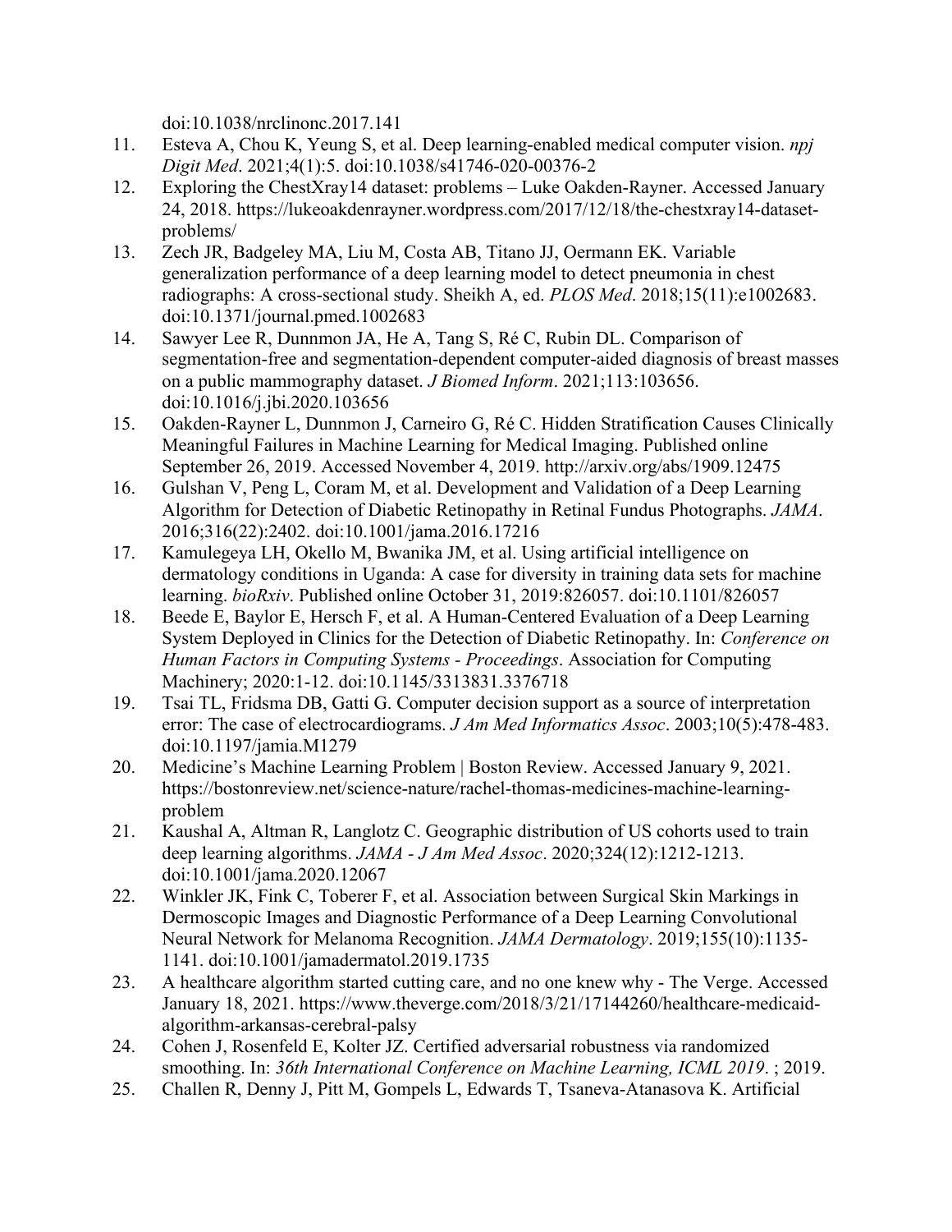doi:10.1038/nrclinonc.2017.141

11. Esteva A, Chou K, Yeung S, et al. Deep learning-enabled medical computer vision. *npj Digit Med*. 2021;4(1):5. doi:10.1038/s41746-020-00376-2
12. Exploring the ChestXray14 dataset: problems – Luke Oakden-Rayner. Accessed January 24, 2018. https://lukeoakdenrayner.wordpress.com/2017/12/18/the-chestxray14-dataset-problems/
13. Zech JR, Badgeley MA, Liu M, Costa AB, Titano JJ, Oermann EK. Variable generalization performance of a deep learning model to detect pneumonia in chest radiographs: A cross-sectional study. Sheikh A, ed. *PLOS Med*. 2018;15(11):e1002683. doi:10.1371/journal.pmed.1002683
14. Sawyer Lee R, Dunnmon JA, He A, Tang S, Ré C, Rubin DL. Comparison of segmentation-free and segmentation-dependent computer-aided diagnosis of breast masses on a public mammography dataset. *J Biomed Inform*. 2021;113:103656. doi:10.1016/j.jbi.2020.103656
15. Oakden-Rayner L, Dunnmon J, Carneiro G, Ré C. Hidden Stratification Causes Clinically Meaningful Failures in Machine Learning for Medical Imaging. Published online September 26, 2019. Accessed November 4, 2019. http://arxiv.org/abs/1909.12475
16. Gulshan V, Peng L, Coram M, et al. Development and Validation of a Deep Learning Algorithm for Detection of Diabetic Retinopathy in Retinal Fundus Photographs. *JAMA*. 2016;316(22):2402. doi:10.1001/jama.2016.17216
17. Kamulegeya LH, Okello M, Bwanika JM, et al. Using artificial intelligence on dermatology conditions in Uganda: A case for diversity in training data sets for machine learning. *bioRxiv*. Published online October 31, 2019:826057. doi:10.1101/826057
18. Beede E, Baylor E, Hersch F, et al. A Human-Centered Evaluation of a Deep Learning System Deployed in Clinics for the Detection of Diabetic Retinopathy. In: *Conference on Human Factors in Computing Systems - Proceedings*. Association for Computing Machinery; 2020:1-12. doi:10.1145/3313831.3376718
19. Tsai TL, Fridsma DB, Gatti G. Computer decision support as a source of interpretation error: The case of electrocardiograms. *J Am Med Informatics Assoc*. 2003;10(5):478-483. doi:10.1197/jamia.M1279
20. Medicine's Machine Learning Problem | Boston Review. Accessed January 9, 2021. https://bostonreview.net/science-nature/rachel-thomas-medicines-machine-learning-problem
21. Kaushal A, Altman R, Langlotz C. Geographic distribution of US cohorts used to train deep learning algorithms. *JAMA - J Am Med Assoc*. 2020;324(12):1212-1213. doi:10.1001/jama.2020.12067
22. Winkler JK, Fink C, Toberer F, et al. Association between Surgical Skin Markings in Dermoscopic Images and Diagnostic Performance of a Deep Learning Convolutional Neural Network for Melanoma Recognition. *JAMA Dermatology*. 2019;155(10):1135-1141. doi:10.1001/jamadermatol.2019.1735
23. A healthcare algorithm started cutting care, and no one knew why - The Verge. Accessed January 18, 2021. https://www.theverge.com/2018/3/21/17144260/healthcare-medicaid-algorithm-arkansas-cerebral-palsy
24. Cohen J, Rosenfeld E, Kolter JZ. Certified adversarial robustness via randomized smoothing. In: *36th International Conference on Machine Learning, ICML 2019*. ; 2019.
25. Challen R, Denny J, Pitt M, Gompels L, Edwards T, Tsaneva-Atanasova K. Artificial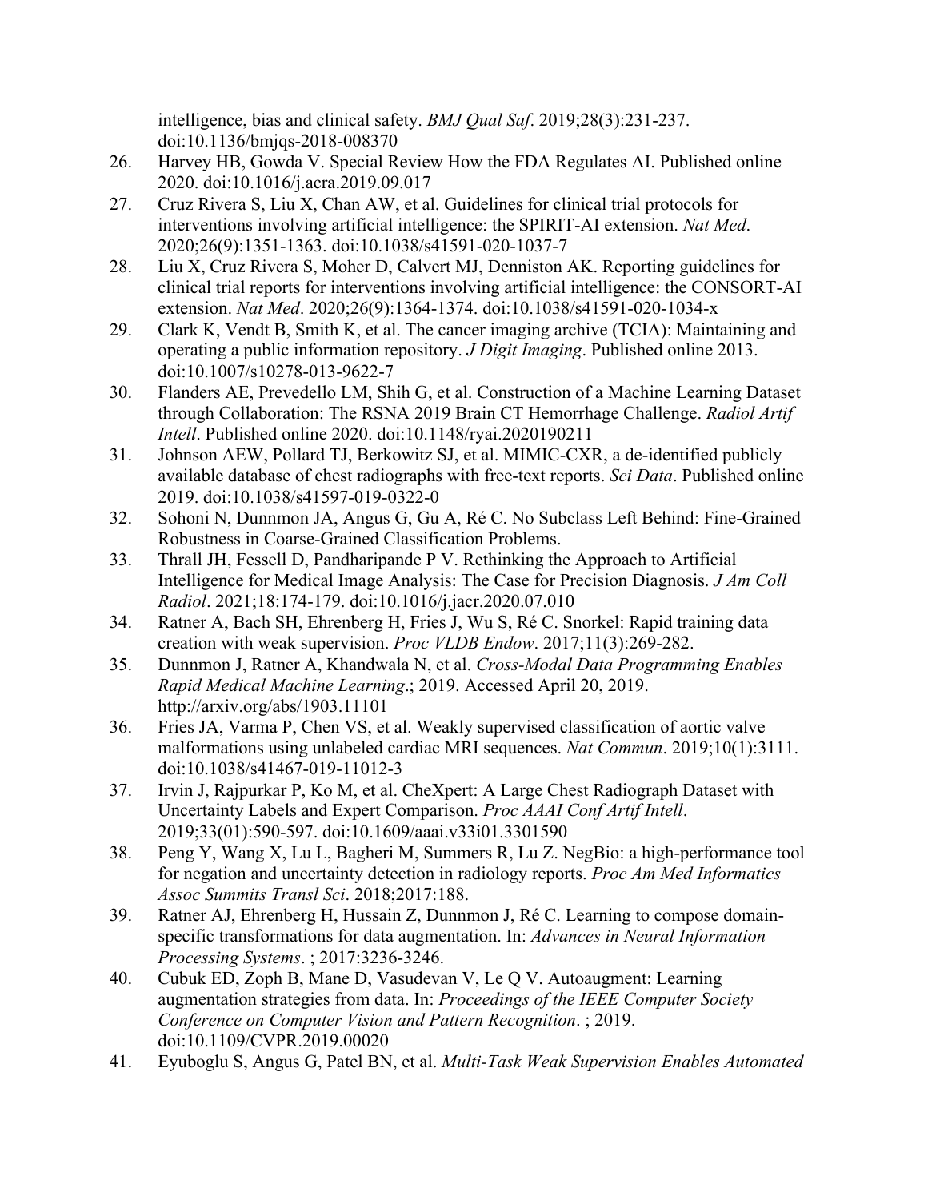intelligence, bias and clinical safety. *BMJ Qual Saf*. 2019;28(3):231-237. doi:10.1136/bmjqs-2018-008370

26. Harvey HB, Gowda V. Special Review How the FDA Regulates AI. Published online 2020. doi:10.1016/j.acra.2019.09.017
27. Cruz Rivera S, Liu X, Chan AW, et al. Guidelines for clinical trial protocols for interventions involving artificial intelligence: the SPIRIT-AI extension. *Nat Med*. 2020;26(9):1351-1363. doi:10.1038/s41591-020-1037-7
28. Liu X, Cruz Rivera S, Moher D, Calvert MJ, Denniston AK. Reporting guidelines for clinical trial reports for interventions involving artificial intelligence: the CONSORT-AI extension. *Nat Med*. 2020;26(9):1364-1374. doi:10.1038/s41591-020-1034-x
29. Clark K, Vendt B, Smith K, et al. The cancer imaging archive (TCIA): Maintaining and operating a public information repository. *J Digit Imaging*. Published online 2013. doi:10.1007/s10278-013-9622-7
30. Flanders AE, Prevedello LM, Shih G, et al. Construction of a Machine Learning Dataset through Collaboration: The RSNA 2019 Brain CT Hemorrhage Challenge. *Radiol Artif Intell*. Published online 2020. doi:10.1148/ryai.2020190211
31. Johnson AEW, Pollard TJ, Berkowitz SJ, et al. MIMIC-CXR, a de-identified publicly available database of chest radiographs with free-text reports. *Sci Data*. Published online 2019. doi:10.1038/s41597-019-0322-0
32. Sohoni N, Dunnmon JA, Angus G, Gu A, Ré C. No Subclass Left Behind: Fine-Grained Robustness in Coarse-Grained Classification Problems.
33. Thrall JH, Fessell D, Pandharipande P V. Rethinking the Approach to Artificial Intelligence for Medical Image Analysis: The Case for Precision Diagnosis. *J Am Coll Radiol*. 2021;18:174-179. doi:10.1016/j.jacr.2020.07.010
34. Ratner A, Bach SH, Ehrenberg H, Fries J, Wu S, Ré C. Snorkel: Rapid training data creation with weak supervision. *Proc VLDB Endow*. 2017;11(3):269-282.
35. Dunnmon J, Ratner A, Khandwala N, et al. *Cross-Modal Data Programming Enables Rapid Medical Machine Learning*.; 2019. Accessed April 20, 2019. http://arxiv.org/abs/1903.11101
36. Fries JA, Varma P, Chen VS, et al. Weakly supervised classification of aortic valve malformations using unlabeled cardiac MRI sequences. *Nat Commun*. 2019;10(1):3111. doi:10.1038/s41467-019-11012-3
37. Irvin J, Rajpurkar P, Ko M, et al. CheXpert: A Large Chest Radiograph Dataset with Uncertainty Labels and Expert Comparison. *Proc AAAI Conf Artif Intell*. 2019;33(01):590-597. doi:10.1609/aaai.v33i01.3301590
38. Peng Y, Wang X, Lu L, Bagheri M, Summers R, Lu Z. NegBio: a high-performance tool for negation and uncertainty detection in radiology reports. *Proc Am Med Informatics Assoc Summits Transl Sci*. 2018;2017:188.
39. Ratner AJ, Ehrenberg H, Hussain Z, Dunnmon J, Ré C. Learning to compose domain-specific transformations for data augmentation. In: *Advances in Neural Information Processing Systems*. ; 2017:3236-3246.
40. Cubuk ED, Zoph B, Mane D, Vasudevan V, Le Q V. Autoaugment: Learning augmentation strategies from data. In: *Proceedings of the IEEE Computer Society Conference on Computer Vision and Pattern Recognition*. ; 2019. doi:10.1109/CVPR.2019.00020
41. Eyuboglu S, Angus G, Patel BN, et al. *Multi-Task Weak Supervision Enables Automated*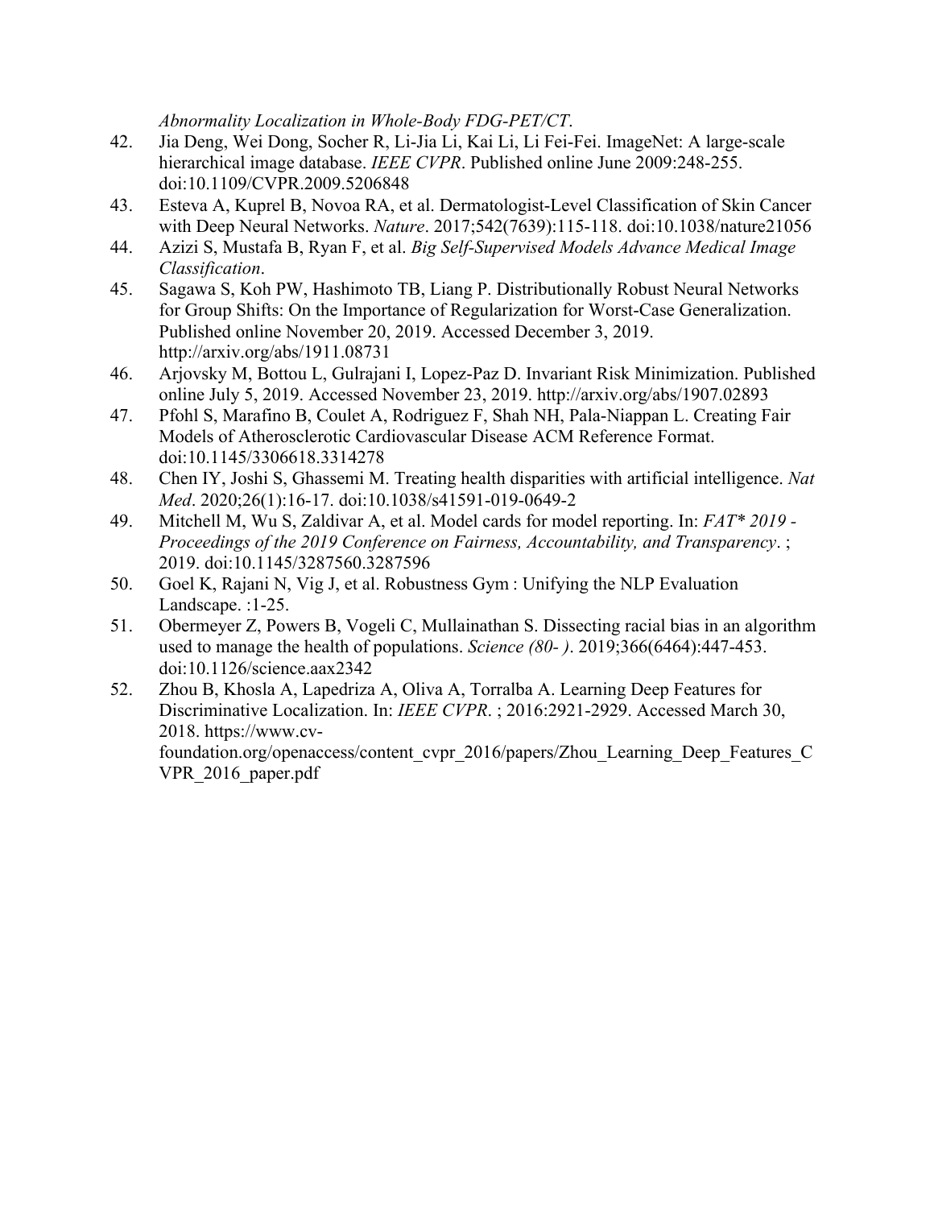*Abnormality Localization in Whole-Body FDG-PET/CT*.

42. Jia Deng, Wei Dong, Socher R, Li-Jia Li, Kai Li, Li Fei-Fei. ImageNet: A large-scale hierarchical image database. *IEEE CVPR*. Published online June 2009:248-255. doi:10.1109/CVPR.2009.5206848
43. Esteva A, Kuprel B, Novoa RA, et al. Dermatologist-Level Classification of Skin Cancer with Deep Neural Networks. *Nature*. 2017;542(7639):115-118. doi:10.1038/nature21056
44. Azizi S, Mustafa B, Ryan F, et al. *Big Self-Supervised Models Advance Medical Image Classification*.
45. Sagawa S, Koh PW, Hashimoto TB, Liang P. Distributionally Robust Neural Networks for Group Shifts: On the Importance of Regularization for Worst-Case Generalization. Published online November 20, 2019. Accessed December 3, 2019. http://arxiv.org/abs/1911.08731
46. Arjovsky M, Bottou L, Gulrajani I, Lopez-Paz D. Invariant Risk Minimization. Published online July 5, 2019. Accessed November 23, 2019. http://arxiv.org/abs/1907.02893
47. Pfohl S, Marafino B, Coulet A, Rodriguez F, Shah NH, Pala-Niappan L. Creating Fair Models of Atherosclerotic Cardiovascular Disease ACM Reference Format. doi:10.1145/3306618.3314278
48. Chen IY, Joshi S, Ghassemi M. Treating health disparities with artificial intelligence. *Nat Med*. 2020;26(1):16-17. doi:10.1038/s41591-019-0649-2
49. Mitchell M, Wu S, Zaldivar A, et al. Model cards for model reporting. In: *FAT* 2019 - Proceedings of the 2019 Conference on Fairness, Accountability, and Transparency*. ; 2019. doi:10.1145/3287560.3287596
50. Goel K, Rajani N, Vig J, et al. Robustness Gym : Unifying the NLP Evaluation Landscape. :1-25.
51. Obermeyer Z, Powers B, Vogeli C, Mullainathan S. Dissecting racial bias in an algorithm used to manage the health of populations. *Science (80- )*. 2019;366(6464):447-453. doi:10.1126/science.aax2342
52. Zhou B, Khosla A, Lapedriza A, Oliva A, Torralba A. Learning Deep Features for Discriminative Localization. In: *IEEE CVPR*. ; 2016:2921-2929. Accessed March 30, 2018. https://www.cv-foundation.org/openaccess/content_cvpr_2016/papers/Zhou_Learning_Deep_Features_CVPR_2016_paper.pdf